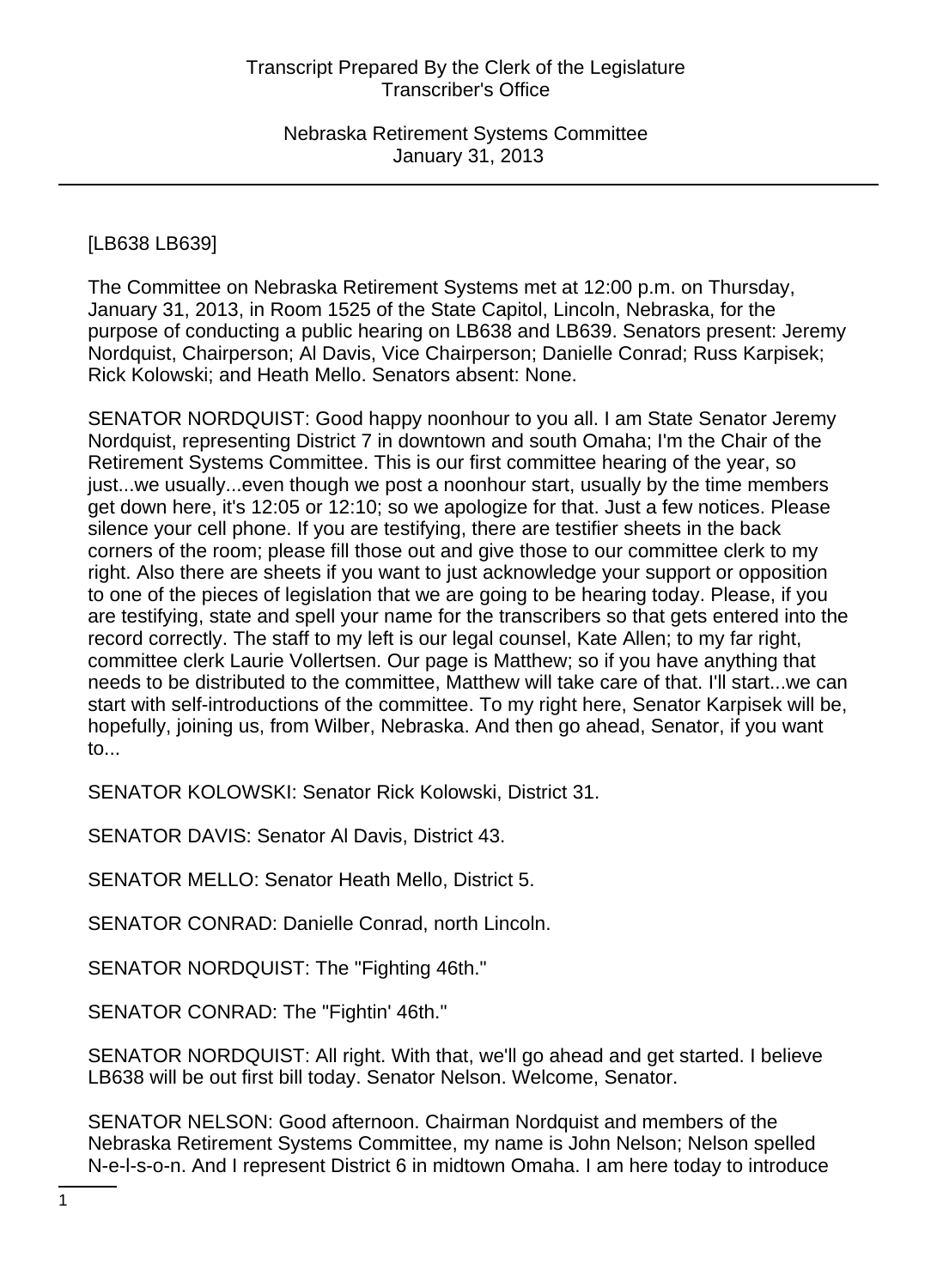[LB638 LB639]

The Committee on Nebraska Retirement Systems met at 12:00 p.m. on Thursday, January 31, 2013, in Room 1525 of the State Capitol, Lincoln, Nebraska, for the purpose of conducting a public hearing on LB638 and LB639. Senators present: Jeremy Nordquist, Chairperson; Al Davis, Vice Chairperson; Danielle Conrad; Russ Karpisek; Rick Kolowski; and Heath Mello. Senators absent: None.

SENATOR NORDQUIST: Good happy noonhour to you all. I am State Senator Jeremy Nordquist, representing District 7 in downtown and south Omaha; I'm the Chair of the Retirement Systems Committee. This is our first committee hearing of the year, so just...we usually...even though we post a noonhour start, usually by the time members get down here, it's 12:05 or 12:10; so we apologize for that. Just a few notices. Please silence your cell phone. If you are testifying, there are testifier sheets in the back corners of the room; please fill those out and give those to our committee clerk to my right. Also there are sheets if you want to just acknowledge your support or opposition to one of the pieces of legislation that we are going to be hearing today. Please, if you are testifying, state and spell your name for the transcribers so that gets entered into the record correctly. The staff to my left is our legal counsel, Kate Allen; to my far right, committee clerk Laurie Vollertsen. Our page is Matthew; so if you have anything that needs to be distributed to the committee, Matthew will take care of that. I'll start...we can start with self-introductions of the committee. To my right here, Senator Karpisek will be, hopefully, joining us, from Wilber, Nebraska. And then go ahead, Senator, if you want to...

SENATOR KOLOWSKI: Senator Rick Kolowski, District 31.

SENATOR DAVIS: Senator Al Davis, District 43.

SENATOR MELLO: Senator Heath Mello, District 5.

SENATOR CONRAD: Danielle Conrad, north Lincoln.

SENATOR NORDQUIST: The "Fighting 46th."

SENATOR CONRAD: The "Fightin' 46th."

SENATOR NORDQUIST: All right. With that, we'll go ahead and get started. I believe LB638 will be out first bill today. Senator Nelson. Welcome, Senator.

SENATOR NELSON: Good afternoon. Chairman Nordquist and members of the Nebraska Retirement Systems Committee, my name is John Nelson; Nelson spelled N-e-l-s-o-n. And I represent District 6 in midtown Omaha. I am here today to introduce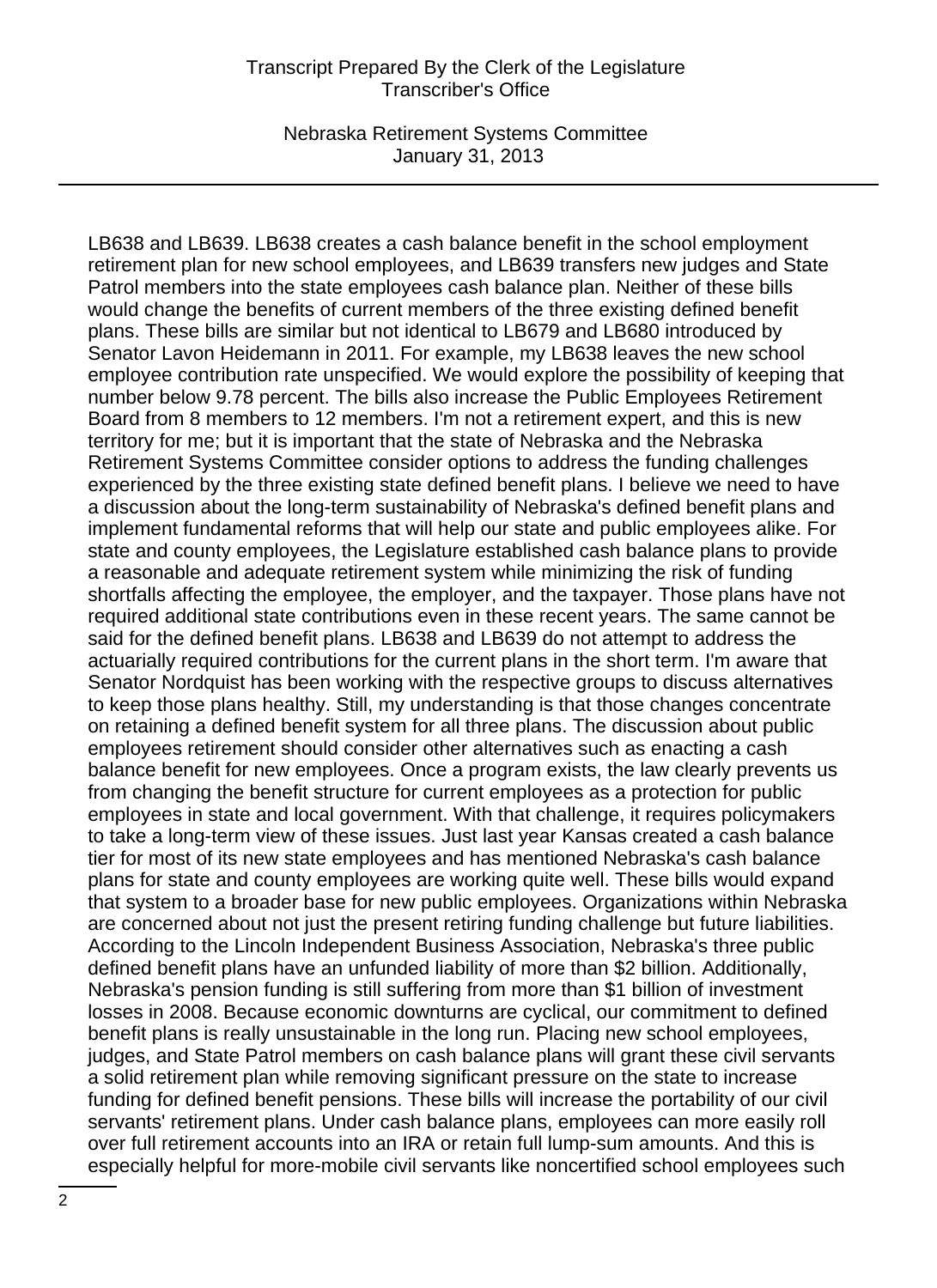LB638 and LB639. LB638 creates a cash balance benefit in the school employment retirement plan for new school employees, and LB639 transfers new judges and State Patrol members into the state employees cash balance plan. Neither of these bills would change the benefits of current members of the three existing defined benefit plans. These bills are similar but not identical to LB679 and LB680 introduced by Senator Lavon Heidemann in 2011. For example, my LB638 leaves the new school employee contribution rate unspecified. We would explore the possibility of keeping that number below 9.78 percent. The bills also increase the Public Employees Retirement Board from 8 members to 12 members. I'm not a retirement expert, and this is new territory for me; but it is important that the state of Nebraska and the Nebraska Retirement Systems Committee consider options to address the funding challenges experienced by the three existing state defined benefit plans. I believe we need to have a discussion about the long-term sustainability of Nebraska's defined benefit plans and implement fundamental reforms that will help our state and public employees alike. For state and county employees, the Legislature established cash balance plans to provide a reasonable and adequate retirement system while minimizing the risk of funding shortfalls affecting the employee, the employer, and the taxpayer. Those plans have not required additional state contributions even in these recent years. The same cannot be said for the defined benefit plans. LB638 and LB639 do not attempt to address the actuarially required contributions for the current plans in the short term. I'm aware that Senator Nordquist has been working with the respective groups to discuss alternatives to keep those plans healthy. Still, my understanding is that those changes concentrate on retaining a defined benefit system for all three plans. The discussion about public employees retirement should consider other alternatives such as enacting a cash balance benefit for new employees. Once a program exists, the law clearly prevents us from changing the benefit structure for current employees as a protection for public employees in state and local government. With that challenge, it requires policymakers to take a long-term view of these issues. Just last year Kansas created a cash balance tier for most of its new state employees and has mentioned Nebraska's cash balance plans for state and county employees are working quite well. These bills would expand that system to a broader base for new public employees. Organizations within Nebraska are concerned about not just the present retiring funding challenge but future liabilities. According to the Lincoln Independent Business Association, Nebraska's three public defined benefit plans have an unfunded liability of more than $2 billion. Additionally, Nebraska's pension funding is still suffering from more than $1 billion of investment losses in 2008. Because economic downturns are cyclical, our commitment to defined benefit plans is really unsustainable in the long run. Placing new school employees, judges, and State Patrol members on cash balance plans will grant these civil servants a solid retirement plan while removing significant pressure on the state to increase funding for defined benefit pensions. These bills will increase the portability of our civil servants' retirement plans. Under cash balance plans, employees can more easily roll over full retirement accounts into an IRA or retain full lump-sum amounts. And this is especially helpful for more-mobile civil servants like noncertified school employees such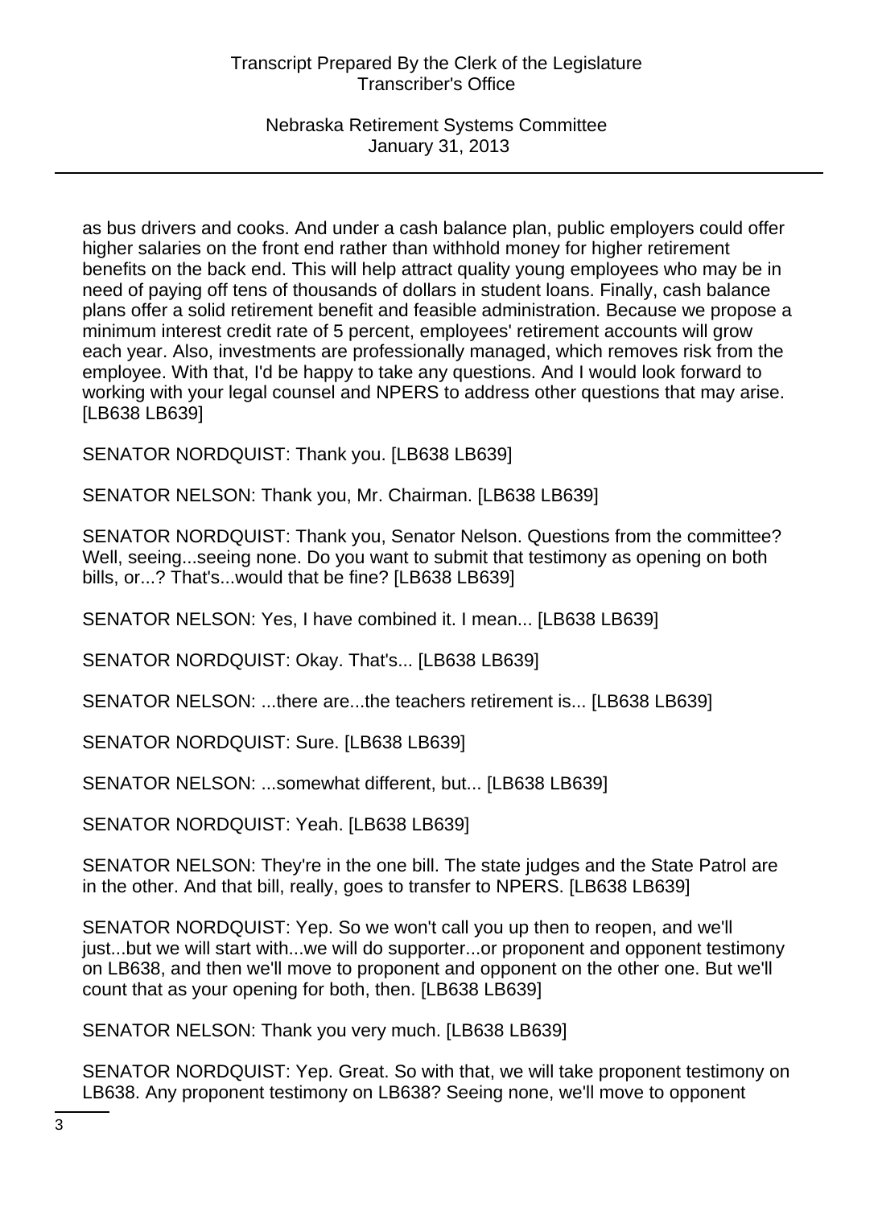as bus drivers and cooks. And under a cash balance plan, public employers could offer higher salaries on the front end rather than withhold money for higher retirement benefits on the back end. This will help attract quality young employees who may be in need of paying off tens of thousands of dollars in student loans. Finally, cash balance plans offer a solid retirement benefit and feasible administration. Because we propose a minimum interest credit rate of 5 percent, employees' retirement accounts will grow each year. Also, investments are professionally managed, which removes risk from the employee. With that, I'd be happy to take any questions. And I would look forward to working with your legal counsel and NPERS to address other questions that may arise. [LB638 LB639]

SENATOR NORDQUIST: Thank you. [LB638 LB639]

SENATOR NELSON: Thank you, Mr. Chairman. [LB638 LB639]

SENATOR NORDQUIST: Thank you, Senator Nelson. Questions from the committee? Well, seeing...seeing none. Do you want to submit that testimony as opening on both bills, or...? That's...would that be fine? [LB638 LB639]

SENATOR NELSON: Yes, I have combined it. I mean... [LB638 LB639]

SENATOR NORDQUIST: Okay. That's... [LB638 LB639]

SENATOR NELSON: ...there are...the teachers retirement is... [LB638 LB639]

SENATOR NORDQUIST: Sure. [LB638 LB639]

SENATOR NELSON: ...somewhat different, but... [LB638 LB639]

SENATOR NORDQUIST: Yeah. [LB638 LB639]

SENATOR NELSON: They're in the one bill. The state judges and the State Patrol are in the other. And that bill, really, goes to transfer to NPERS. [LB638 LB639]

SENATOR NORDQUIST: Yep. So we won't call you up then to reopen, and we'll just...but we will start with...we will do supporter...or proponent and opponent testimony on LB638, and then we'll move to proponent and opponent on the other one. But we'll count that as your opening for both, then. [LB638 LB639]

SENATOR NELSON: Thank you very much. [LB638 LB639]

SENATOR NORDQUIST: Yep. Great. So with that, we will take proponent testimony on LB638. Any proponent testimony on LB638? Seeing none, we'll move to opponent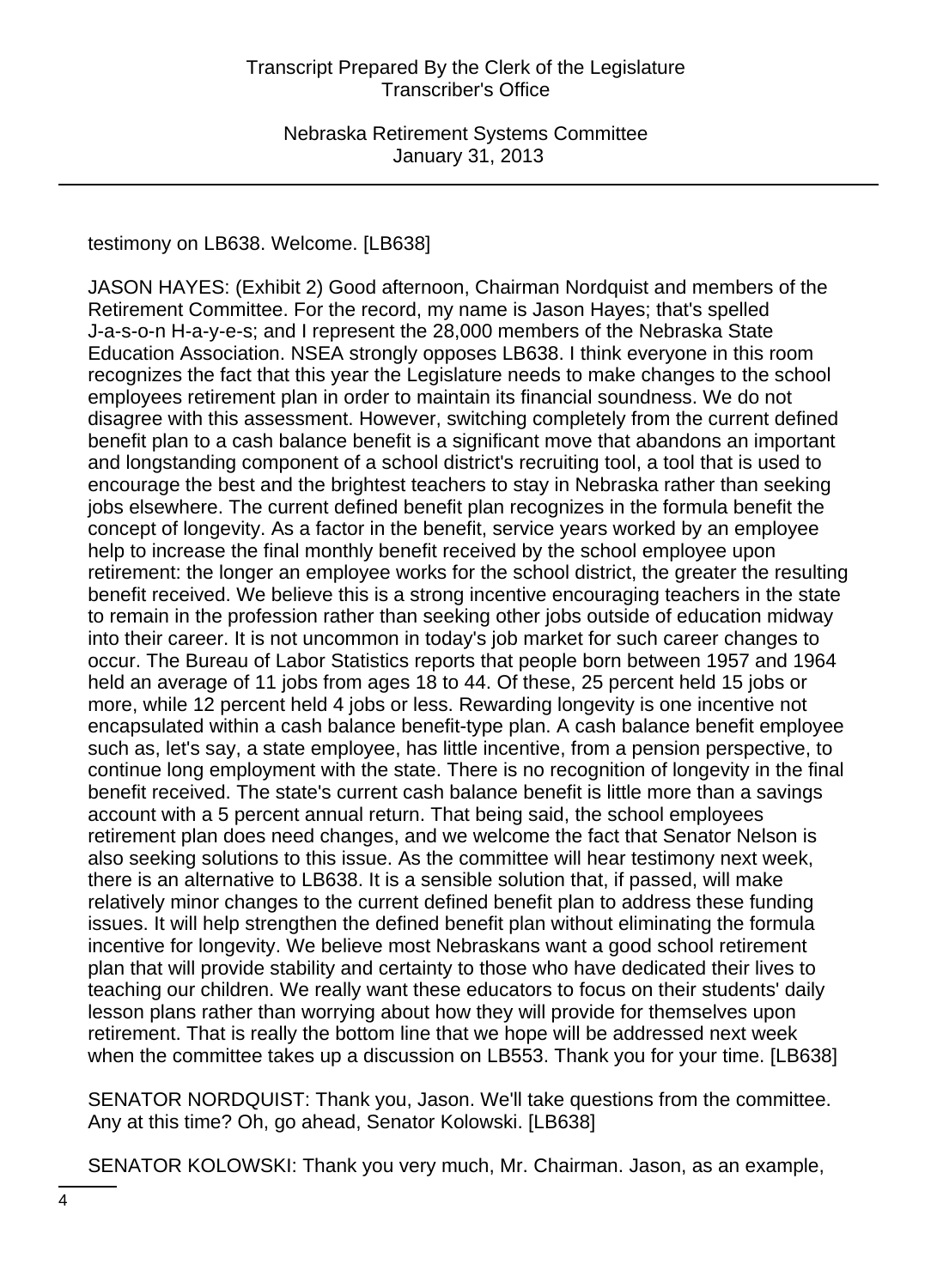testimony on LB638. Welcome. [LB638]

JASON HAYES: (Exhibit 2) Good afternoon, Chairman Nordquist and members of the Retirement Committee. For the record, my name is Jason Hayes; that's spelled J-a-s-o-n H-a-y-e-s; and I represent the 28,000 members of the Nebraska State Education Association. NSEA strongly opposes LB638. I think everyone in this room recognizes the fact that this year the Legislature needs to make changes to the school employees retirement plan in order to maintain its financial soundness. We do not disagree with this assessment. However, switching completely from the current defined benefit plan to a cash balance benefit is a significant move that abandons an important and longstanding component of a school district's recruiting tool, a tool that is used to encourage the best and the brightest teachers to stay in Nebraska rather than seeking jobs elsewhere. The current defined benefit plan recognizes in the formula benefit the concept of longevity. As a factor in the benefit, service years worked by an employee help to increase the final monthly benefit received by the school employee upon retirement: the longer an employee works for the school district, the greater the resulting benefit received. We believe this is a strong incentive encouraging teachers in the state to remain in the profession rather than seeking other jobs outside of education midway into their career. It is not uncommon in today's job market for such career changes to occur. The Bureau of Labor Statistics reports that people born between 1957 and 1964 held an average of 11 jobs from ages 18 to 44. Of these, 25 percent held 15 jobs or more, while 12 percent held 4 jobs or less. Rewarding longevity is one incentive not encapsulated within a cash balance benefit-type plan. A cash balance benefit employee such as, let's say, a state employee, has little incentive, from a pension perspective, to continue long employment with the state. There is no recognition of longevity in the final benefit received. The state's current cash balance benefit is little more than a savings account with a 5 percent annual return. That being said, the school employees retirement plan does need changes, and we welcome the fact that Senator Nelson is also seeking solutions to this issue. As the committee will hear testimony next week, there is an alternative to LB638. It is a sensible solution that, if passed, will make relatively minor changes to the current defined benefit plan to address these funding issues. It will help strengthen the defined benefit plan without eliminating the formula incentive for longevity. We believe most Nebraskans want a good school retirement plan that will provide stability and certainty to those who have dedicated their lives to teaching our children. We really want these educators to focus on their students' daily lesson plans rather than worrying about how they will provide for themselves upon retirement. That is really the bottom line that we hope will be addressed next week when the committee takes up a discussion on LB553. Thank you for your time. [LB638]

SENATOR NORDQUIST: Thank you, Jason. We'll take questions from the committee. Any at this time? Oh, go ahead, Senator Kolowski. [LB638]

SENATOR KOLOWSKI: Thank you very much, Mr. Chairman. Jason, as an example,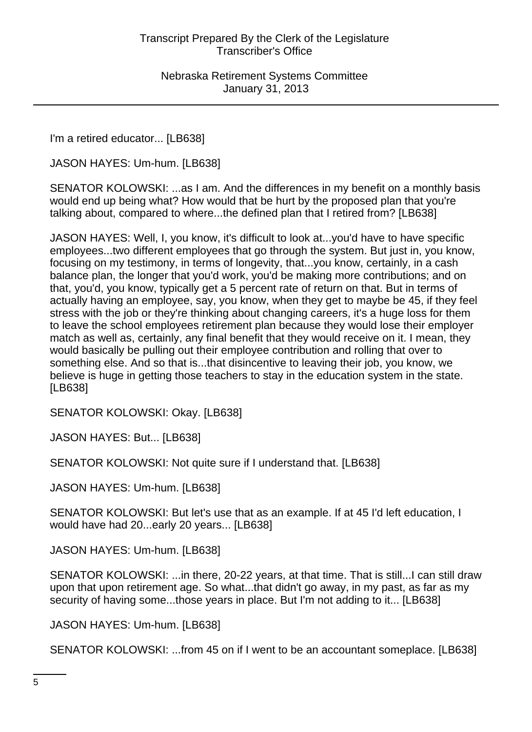I'm a retired educator... [LB638]

JASON HAYES: Um-hum. [LB638]

SENATOR KOLOWSKI: ...as I am. And the differences in my benefit on a monthly basis would end up being what? How would that be hurt by the proposed plan that you're talking about, compared to where...the defined plan that I retired from? [LB638]

JASON HAYES: Well, I, you know, it's difficult to look at...you'd have to have specific employees...two different employees that go through the system. But just in, you know, focusing on my testimony, in terms of longevity, that...you know, certainly, in a cash balance plan, the longer that you'd work, you'd be making more contributions; and on that, you'd, you know, typically get a 5 percent rate of return on that. But in terms of actually having an employee, say, you know, when they get to maybe be 45, if they feel stress with the job or they're thinking about changing careers, it's a huge loss for them to leave the school employees retirement plan because they would lose their employer match as well as, certainly, any final benefit that they would receive on it. I mean, they would basically be pulling out their employee contribution and rolling that over to something else. And so that is...that disincentive to leaving their job, you know, we believe is huge in getting those teachers to stay in the education system in the state. [LB638]

SENATOR KOLOWSKI: Okay. [LB638]

JASON HAYES: But... [LB638]

SENATOR KOLOWSKI: Not quite sure if I understand that. [LB638]

JASON HAYES: Um-hum. [LB638]

SENATOR KOLOWSKI: But let's use that as an example. If at 45 I'd left education, I would have had 20...early 20 years... [LB638]

JASON HAYES: Um-hum. [LB638]

SENATOR KOLOWSKI: ...in there, 20-22 years, at that time. That is still...I can still draw upon that upon retirement age. So what...that didn't go away, in my past, as far as my security of having some...those years in place. But I'm not adding to it... [LB638]

JASON HAYES: Um-hum. [LB638]

SENATOR KOLOWSKI: ...from 45 on if I went to be an accountant someplace. [LB638]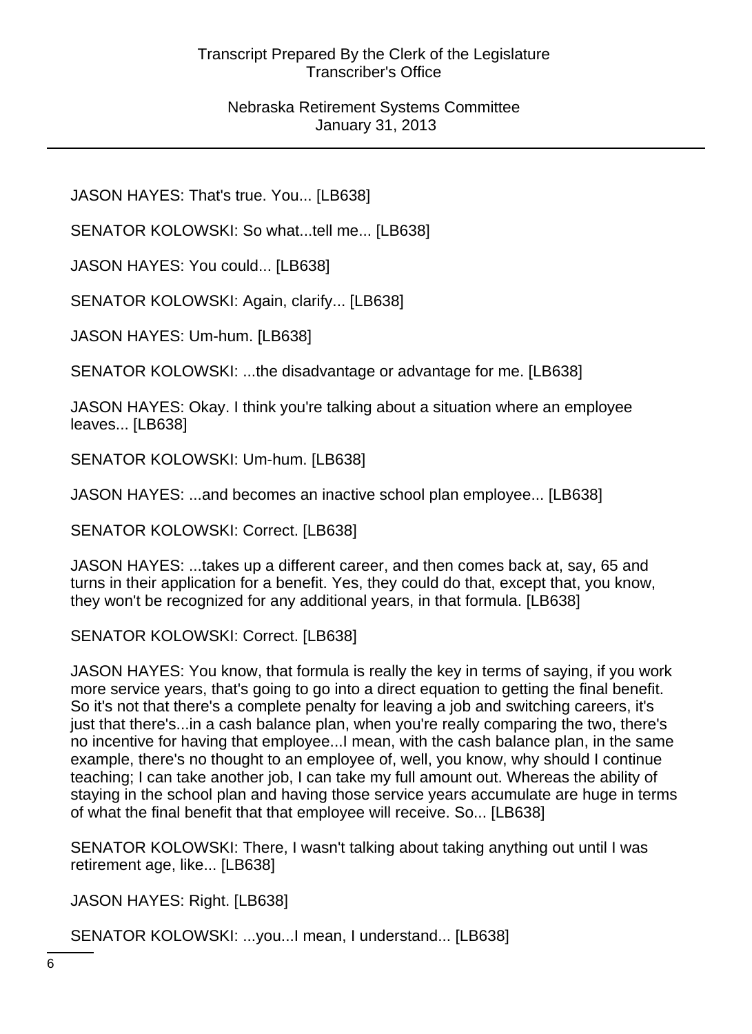JASON HAYES: That's true. You... [LB638]

SENATOR KOLOWSKI: So what...tell me... [LB638]

JASON HAYES: You could... [LB638]

SENATOR KOLOWSKI: Again, clarify... [LB638]

JASON HAYES: Um-hum. [LB638]

SENATOR KOLOWSKI: ...the disadvantage or advantage for me. [LB638]

JASON HAYES: Okay. I think you're talking about a situation where an employee leaves... [LB638]

SENATOR KOLOWSKI: Um-hum. [LB638]

JASON HAYES: ...and becomes an inactive school plan employee... [LB638]

SENATOR KOLOWSKI: Correct. [LB638]

JASON HAYES: ...takes up a different career, and then comes back at, say, 65 and turns in their application for a benefit. Yes, they could do that, except that, you know, they won't be recognized for any additional years, in that formula. [LB638]

SENATOR KOLOWSKI: Correct. [LB638]

JASON HAYES: You know, that formula is really the key in terms of saying, if you work more service years, that's going to go into a direct equation to getting the final benefit. So it's not that there's a complete penalty for leaving a job and switching careers, it's just that there's...in a cash balance plan, when you're really comparing the two, there's no incentive for having that employee...I mean, with the cash balance plan, in the same example, there's no thought to an employee of, well, you know, why should I continue teaching; I can take another job, I can take my full amount out. Whereas the ability of staying in the school plan and having those service years accumulate are huge in terms of what the final benefit that that employee will receive. So... [LB638]

SENATOR KOLOWSKI: There, I wasn't talking about taking anything out until I was retirement age, like... [LB638]

JASON HAYES: Right. [LB638]

SENATOR KOLOWSKI: ...you...I mean, I understand... [LB638]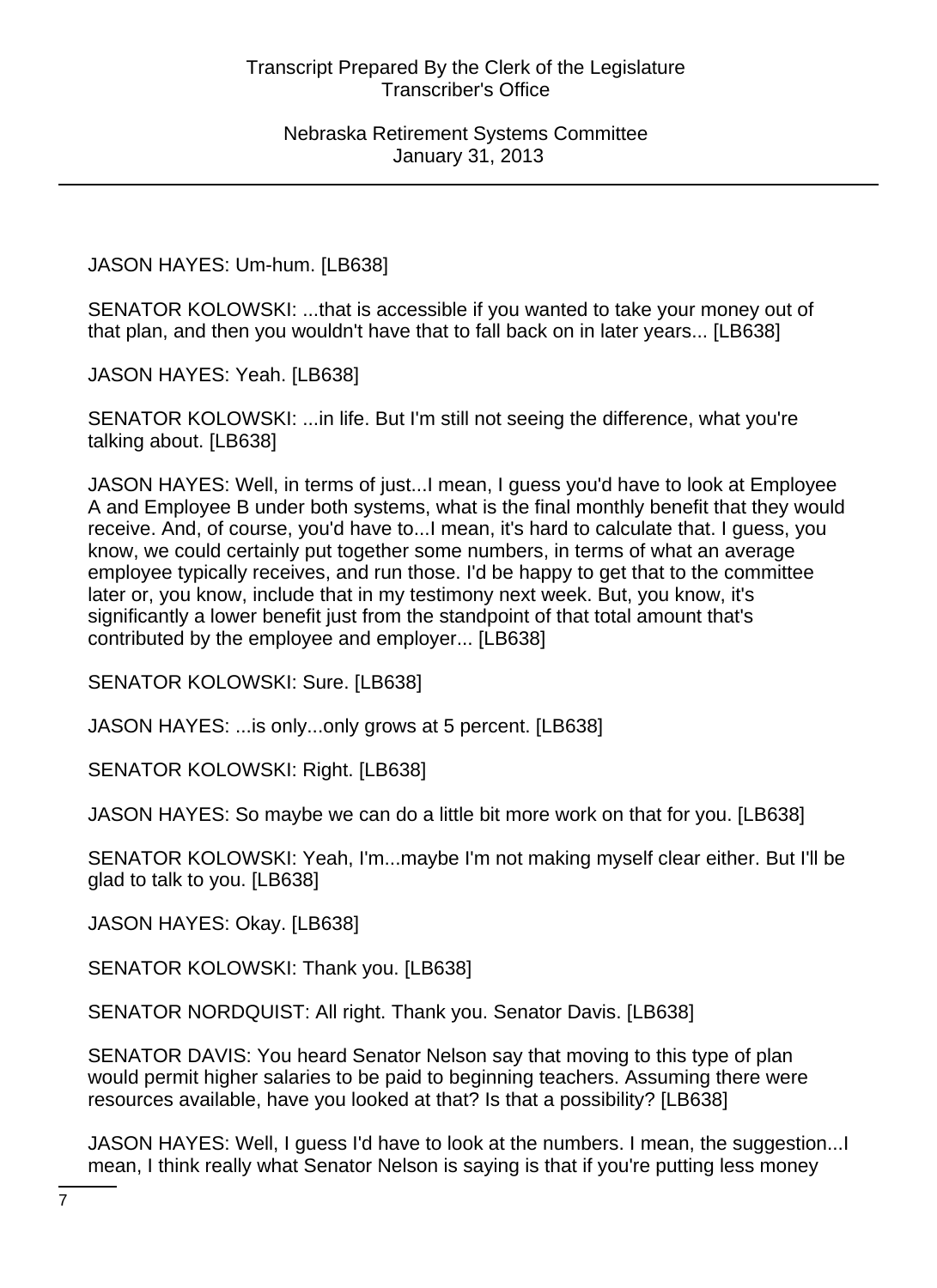JASON HAYES: Um-hum. [LB638]

SENATOR KOLOWSKI: ...that is accessible if you wanted to take your money out of that plan, and then you wouldn't have that to fall back on in later years... [LB638]

JASON HAYES: Yeah. [LB638]

SENATOR KOLOWSKI: ...in life. But I'm still not seeing the difference, what you're talking about. [LB638]

JASON HAYES: Well, in terms of just...I mean, I guess you'd have to look at Employee A and Employee B under both systems, what is the final monthly benefit that they would receive. And, of course, you'd have to...I mean, it's hard to calculate that. I guess, you know, we could certainly put together some numbers, in terms of what an average employee typically receives, and run those. I'd be happy to get that to the committee later or, you know, include that in my testimony next week. But, you know, it's significantly a lower benefit just from the standpoint of that total amount that's contributed by the employee and employer... [LB638]

SENATOR KOLOWSKI: Sure. [LB638]

JASON HAYES: ...is only...only grows at 5 percent. [LB638]

SENATOR KOLOWSKI: Right. [LB638]

JASON HAYES: So maybe we can do a little bit more work on that for you. [LB638]

SENATOR KOLOWSKI: Yeah, I'm...maybe I'm not making myself clear either. But I'll be glad to talk to you. [LB638]

JASON HAYES: Okay. [LB638]

SENATOR KOLOWSKI: Thank you. [LB638]

SENATOR NORDQUIST: All right. Thank you. Senator Davis. [LB638]

SENATOR DAVIS: You heard Senator Nelson say that moving to this type of plan would permit higher salaries to be paid to beginning teachers. Assuming there were resources available, have you looked at that? Is that a possibility? [LB638]

JASON HAYES: Well, I guess I'd have to look at the numbers. I mean, the suggestion...I mean, I think really what Senator Nelson is saying is that if you're putting less money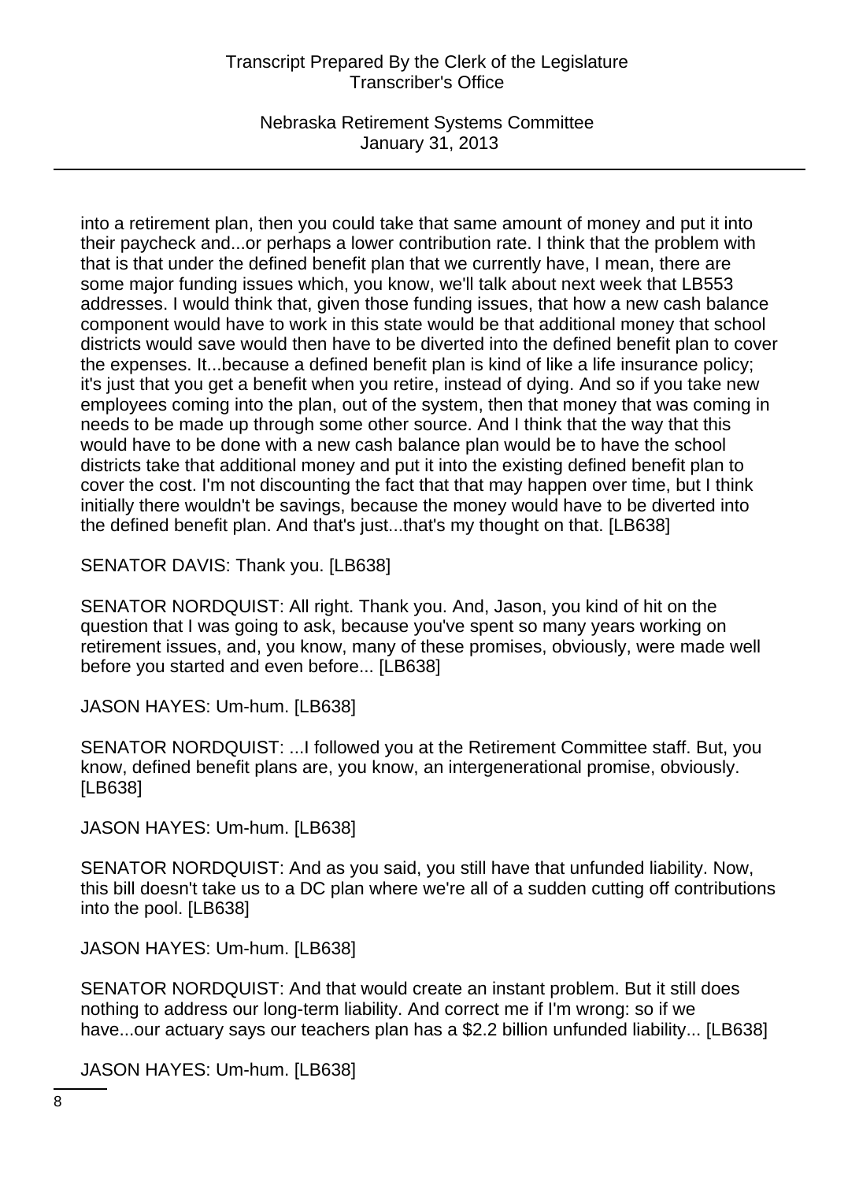into a retirement plan, then you could take that same amount of money and put it into their paycheck and...or perhaps a lower contribution rate. I think that the problem with that is that under the defined benefit plan that we currently have, I mean, there are some major funding issues which, you know, we'll talk about next week that LB553 addresses. I would think that, given those funding issues, that how a new cash balance component would have to work in this state would be that additional money that school districts would save would then have to be diverted into the defined benefit plan to cover the expenses. It...because a defined benefit plan is kind of like a life insurance policy; it's just that you get a benefit when you retire, instead of dying. And so if you take new employees coming into the plan, out of the system, then that money that was coming in needs to be made up through some other source. And I think that the way that this would have to be done with a new cash balance plan would be to have the school districts take that additional money and put it into the existing defined benefit plan to cover the cost. I'm not discounting the fact that that may happen over time, but I think initially there wouldn't be savings, because the money would have to be diverted into the defined benefit plan. And that's just...that's my thought on that. [LB638]

SENATOR DAVIS: Thank you. [LB638]

SENATOR NORDQUIST: All right. Thank you. And, Jason, you kind of hit on the question that I was going to ask, because you've spent so many years working on retirement issues, and, you know, many of these promises, obviously, were made well before you started and even before... [LB638]

JASON HAYES: Um-hum. [LB638]

SENATOR NORDQUIST: ...I followed you at the Retirement Committee staff. But, you know, defined benefit plans are, you know, an intergenerational promise, obviously. [LB638]

JASON HAYES: Um-hum. [LB638]

SENATOR NORDQUIST: And as you said, you still have that unfunded liability. Now, this bill doesn't take us to a DC plan where we're all of a sudden cutting off contributions into the pool. [LB638]

JASON HAYES: Um-hum. [LB638]

SENATOR NORDQUIST: And that would create an instant problem. But it still does nothing to address our long-term liability. And correct me if I'm wrong: so if we have...our actuary says our teachers plan has a $2.2 billion unfunded liability... [LB638]

JASON HAYES: Um-hum. [LB638]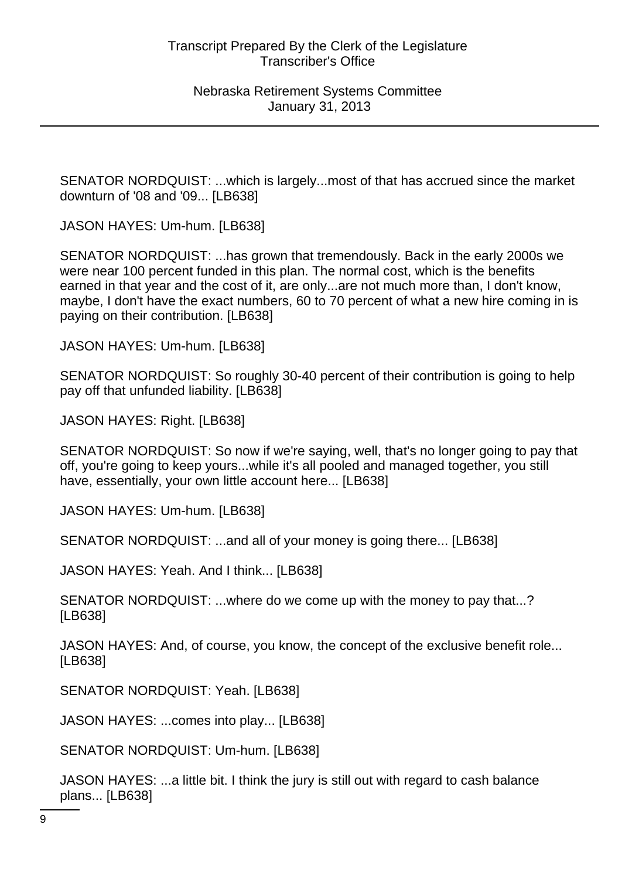SENATOR NORDQUIST: ...which is largely...most of that has accrued since the market downturn of '08 and '09... [LB638]

JASON HAYES: Um-hum. [LB638]

SENATOR NORDQUIST: ...has grown that tremendously. Back in the early 2000s we were near 100 percent funded in this plan. The normal cost, which is the benefits earned in that year and the cost of it, are only...are not much more than, I don't know, maybe, I don't have the exact numbers, 60 to 70 percent of what a new hire coming in is paying on their contribution. [LB638]

JASON HAYES: Um-hum. [LB638]

SENATOR NORDQUIST: So roughly 30-40 percent of their contribution is going to help pay off that unfunded liability. [LB638]

JASON HAYES: Right. [LB638]

SENATOR NORDQUIST: So now if we're saying, well, that's no longer going to pay that off, you're going to keep yours...while it's all pooled and managed together, you still have, essentially, your own little account here... [LB638]

JASON HAYES: Um-hum. [LB638]

SENATOR NORDQUIST: ...and all of your money is going there... [LB638]

JASON HAYES: Yeah. And I think... [LB638]

SENATOR NORDQUIST: ...where do we come up with the money to pay that...? [LB638]

JASON HAYES: And, of course, you know, the concept of the exclusive benefit role... [LB638]

SENATOR NORDQUIST: Yeah. [LB638]

JASON HAYES: ...comes into play... [LB638]

SENATOR NORDQUIST: Um-hum. [LB638]

JASON HAYES: ...a little bit. I think the jury is still out with regard to cash balance plans... [LB638]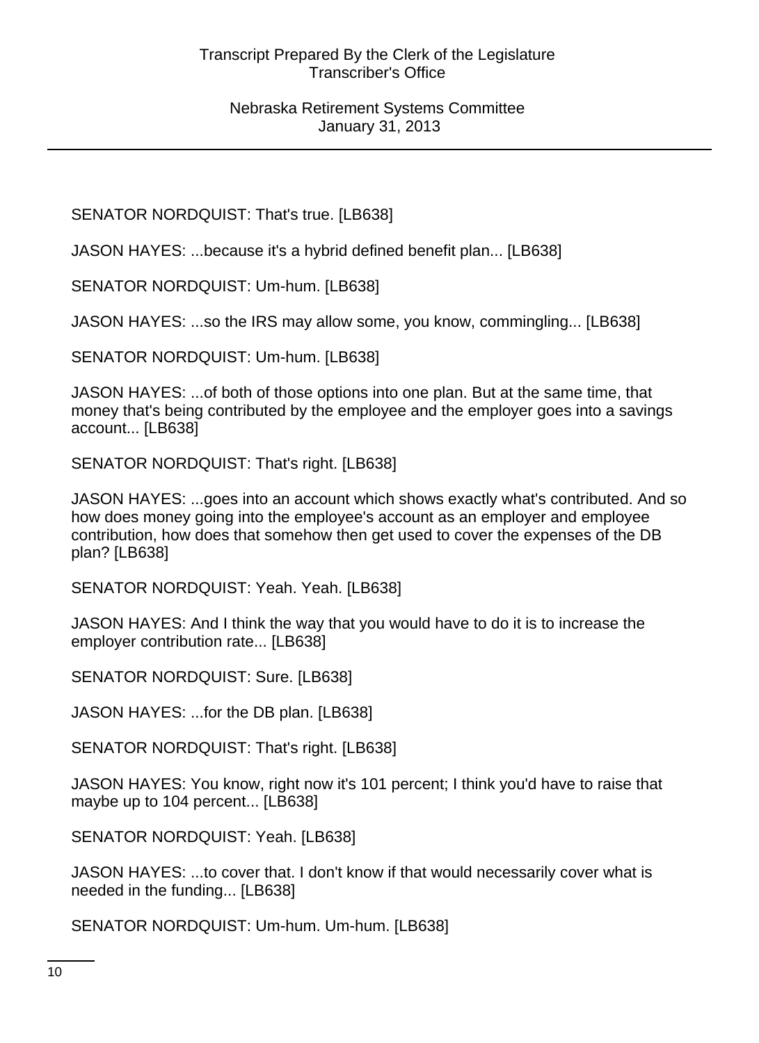SENATOR NORDQUIST: That's true. [LB638]

JASON HAYES: ...because it's a hybrid defined benefit plan... [LB638]

SENATOR NORDQUIST: Um-hum. [LB638]

JASON HAYES: ...so the IRS may allow some, you know, commingling... [LB638]

SENATOR NORDQUIST: Um-hum. [LB638]

JASON HAYES: ...of both of those options into one plan. But at the same time, that money that's being contributed by the employee and the employer goes into a savings account... [LB638]

SENATOR NORDQUIST: That's right. [LB638]

JASON HAYES: ...goes into an account which shows exactly what's contributed. And so how does money going into the employee's account as an employer and employee contribution, how does that somehow then get used to cover the expenses of the DB plan? [LB638]

SENATOR NORDQUIST: Yeah. Yeah. [LB638]

JASON HAYES: And I think the way that you would have to do it is to increase the employer contribution rate... [LB638]

SENATOR NORDQUIST: Sure. [LB638]

JASON HAYES: ...for the DB plan. [LB638]

SENATOR NORDQUIST: That's right. [LB638]

JASON HAYES: You know, right now it's 101 percent; I think you'd have to raise that maybe up to 104 percent... [LB638]

SENATOR NORDQUIST: Yeah. [LB638]

JASON HAYES: ...to cover that. I don't know if that would necessarily cover what is needed in the funding... [LB638]

SENATOR NORDQUIST: Um-hum. Um-hum. [LB638]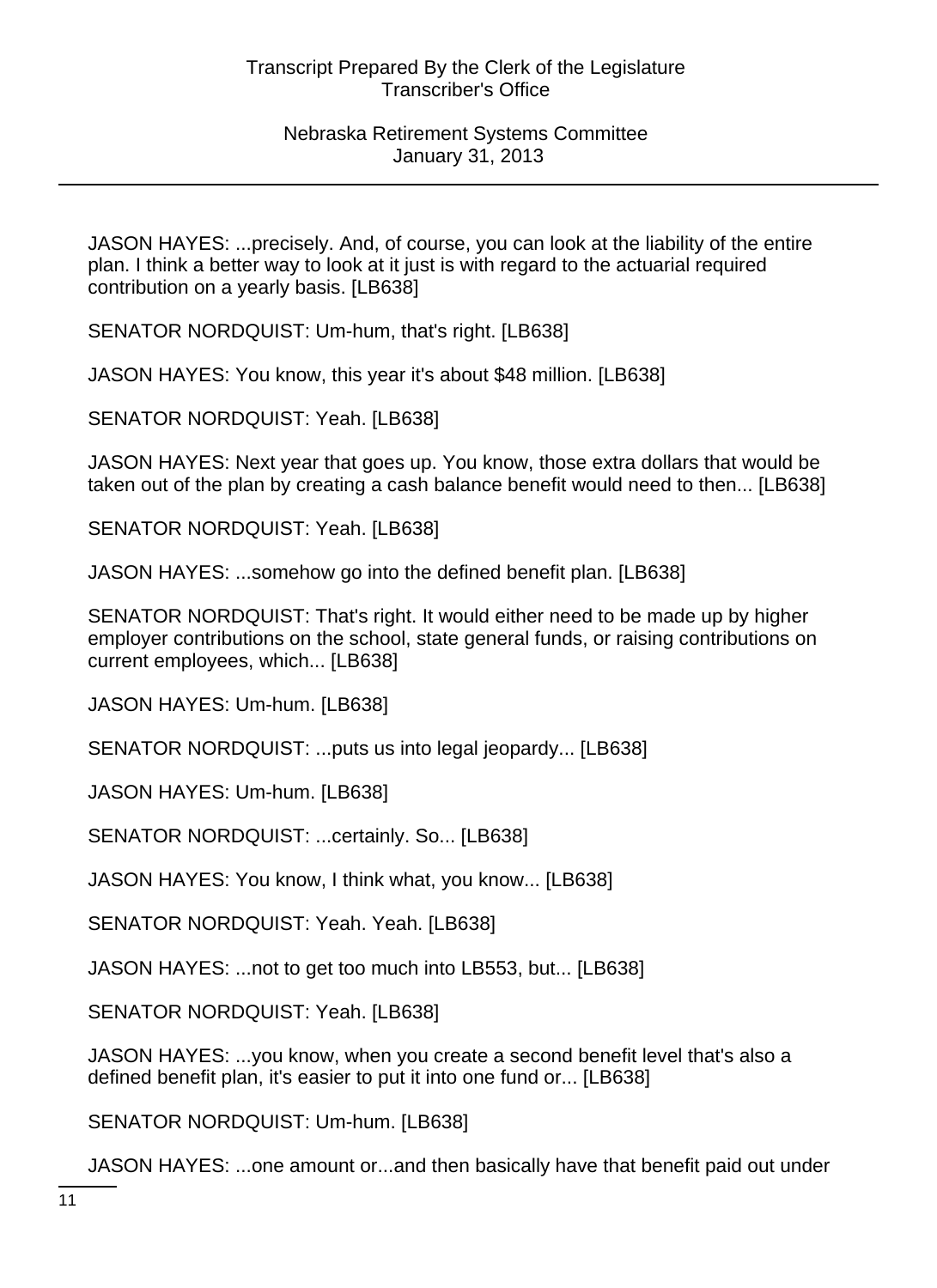JASON HAYES: ...precisely. And, of course, you can look at the liability of the entire plan. I think a better way to look at it just is with regard to the actuarial required contribution on a yearly basis. [LB638]

SENATOR NORDQUIST: Um-hum, that's right. [LB638]

JASON HAYES: You know, this year it's about $48 million. [LB638]

SENATOR NORDQUIST: Yeah. [LB638]

JASON HAYES: Next year that goes up. You know, those extra dollars that would be taken out of the plan by creating a cash balance benefit would need to then... [LB638]

SENATOR NORDQUIST: Yeah. [LB638]

JASON HAYES: ...somehow go into the defined benefit plan. [LB638]

SENATOR NORDQUIST: That's right. It would either need to be made up by higher employer contributions on the school, state general funds, or raising contributions on current employees, which... [LB638]

JASON HAYES: Um-hum. [LB638]

SENATOR NORDQUIST: ...puts us into legal jeopardy... [LB638]

JASON HAYES: Um-hum. [LB638]

SENATOR NORDQUIST: ...certainly. So... [LB638]

JASON HAYES: You know, I think what, you know... [LB638]

SENATOR NORDQUIST: Yeah. Yeah. [LB638]

JASON HAYES: ...not to get too much into LB553, but... [LB638]

SENATOR NORDQUIST: Yeah. [LB638]

JASON HAYES: ...you know, when you create a second benefit level that's also a defined benefit plan, it's easier to put it into one fund or... [LB638]

SENATOR NORDQUIST: Um-hum. [LB638]

JASON HAYES: ...one amount or...and then basically have that benefit paid out under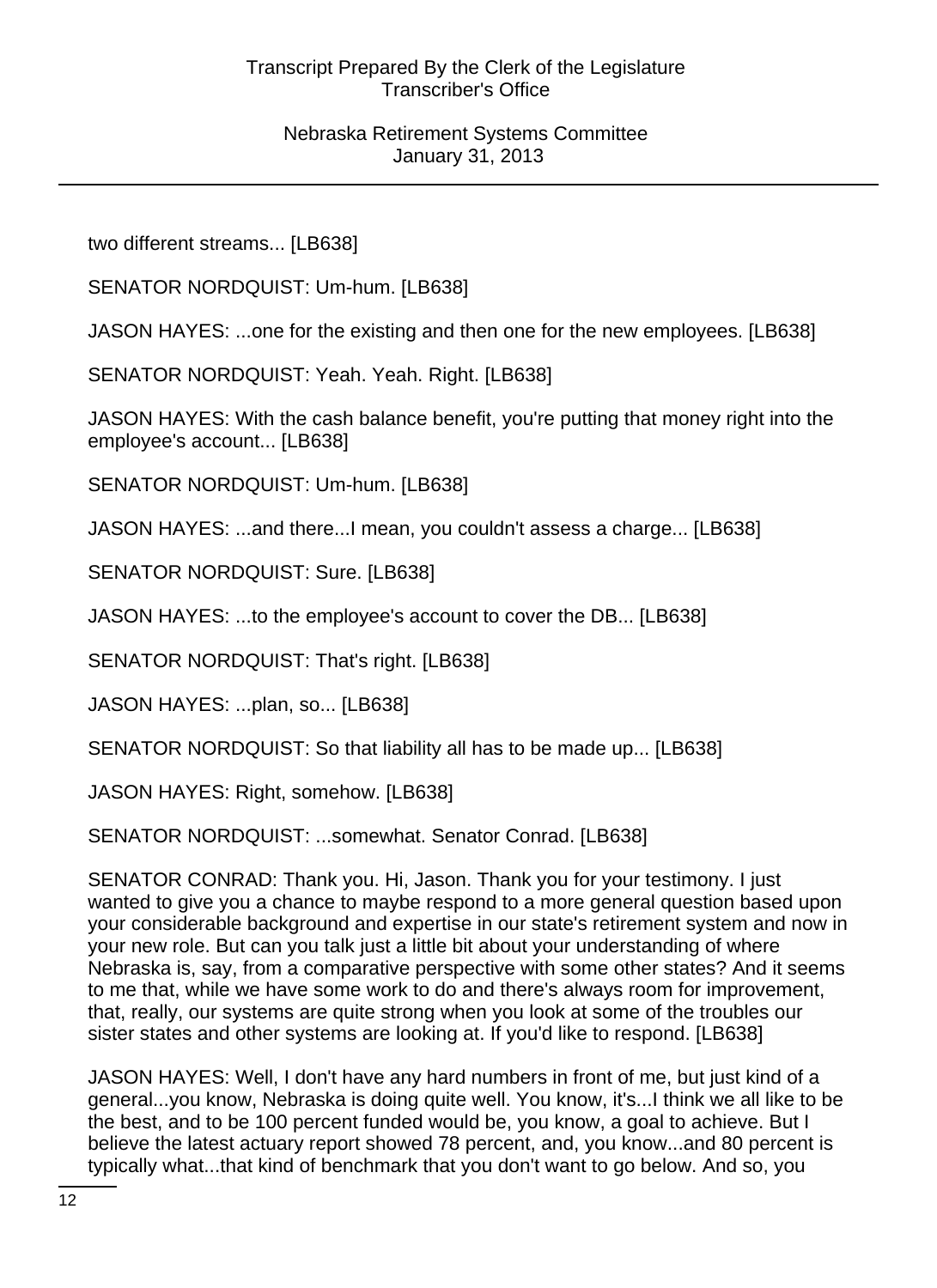two different streams... [LB638]

SENATOR NORDQUIST: Um-hum. [LB638]

JASON HAYES: ...one for the existing and then one for the new employees. [LB638]

SENATOR NORDQUIST: Yeah. Yeah. Right. [LB638]

JASON HAYES: With the cash balance benefit, you're putting that money right into the employee's account... [LB638]

SENATOR NORDQUIST: Um-hum. [LB638]

JASON HAYES: ...and there...I mean, you couldn't assess a charge... [LB638]

SENATOR NORDQUIST: Sure. [LB638]

JASON HAYES: ...to the employee's account to cover the DB... [LB638]

SENATOR NORDQUIST: That's right. [LB638]

JASON HAYES: ...plan, so... [LB638]

SENATOR NORDQUIST: So that liability all has to be made up... [LB638]

JASON HAYES: Right, somehow. [LB638]

SENATOR NORDQUIST: ...somewhat. Senator Conrad. [LB638]

SENATOR CONRAD: Thank you. Hi, Jason. Thank you for your testimony. I just wanted to give you a chance to maybe respond to a more general question based upon your considerable background and expertise in our state's retirement system and now in your new role. But can you talk just a little bit about your understanding of where Nebraska is, say, from a comparative perspective with some other states? And it seems to me that, while we have some work to do and there's always room for improvement, that, really, our systems are quite strong when you look at some of the troubles our sister states and other systems are looking at. If you'd like to respond. [LB638]

JASON HAYES: Well, I don't have any hard numbers in front of me, but just kind of a general...you know, Nebraska is doing quite well. You know, it's...I think we all like to be the best, and to be 100 percent funded would be, you know, a goal to achieve. But I believe the latest actuary report showed 78 percent, and, you know...and 80 percent is typically what...that kind of benchmark that you don't want to go below. And so, you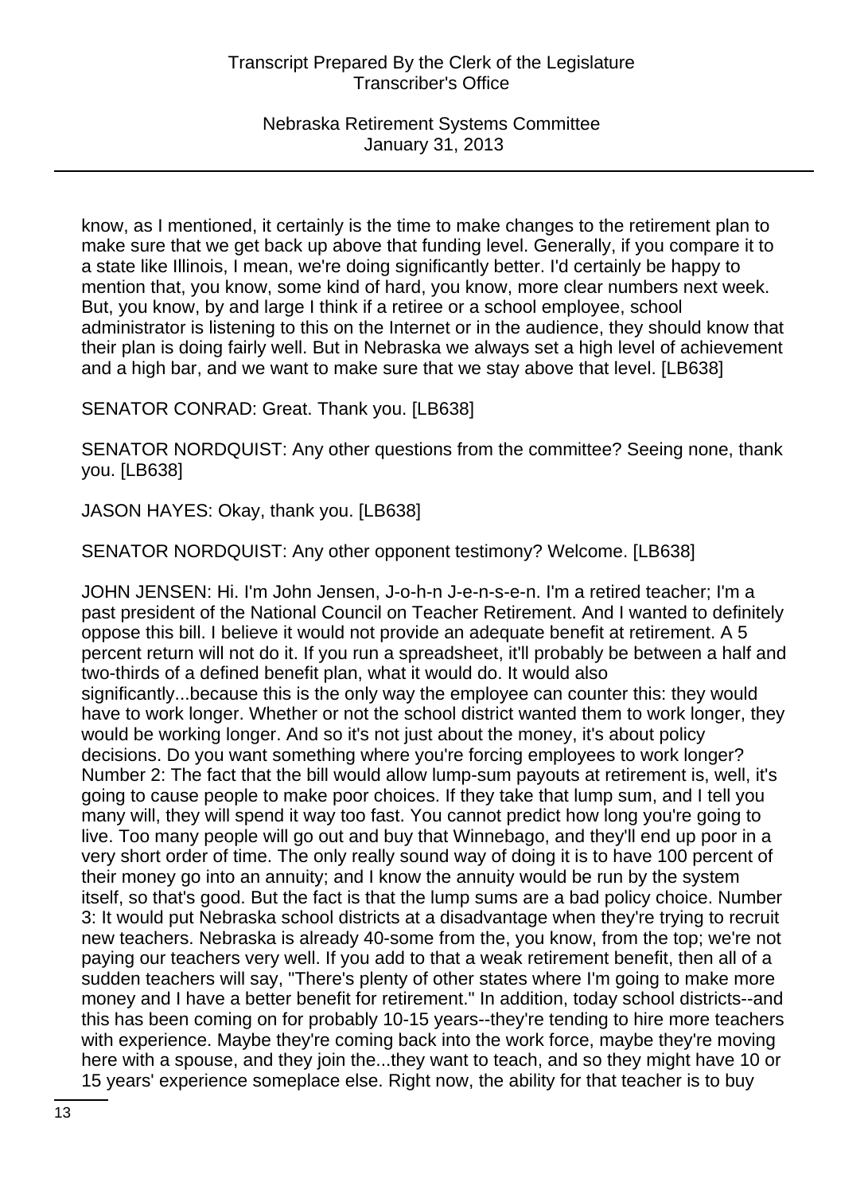know, as I mentioned, it certainly is the time to make changes to the retirement plan to make sure that we get back up above that funding level. Generally, if you compare it to a state like Illinois, I mean, we're doing significantly better. I'd certainly be happy to mention that, you know, some kind of hard, you know, more clear numbers next week. But, you know, by and large I think if a retiree or a school employee, school administrator is listening to this on the Internet or in the audience, they should know that their plan is doing fairly well. But in Nebraska we always set a high level of achievement and a high bar, and we want to make sure that we stay above that level. [LB638]

SENATOR CONRAD: Great. Thank you. [LB638]

SENATOR NORDQUIST: Any other questions from the committee? Seeing none, thank you. [LB638]

JASON HAYES: Okay, thank you. [LB638]

SENATOR NORDQUIST: Any other opponent testimony? Welcome. [LB638]

JOHN JENSEN: Hi. I'm John Jensen, J-o-h-n J-e-n-s-e-n. I'm a retired teacher; I'm a past president of the National Council on Teacher Retirement. And I wanted to definitely oppose this bill. I believe it would not provide an adequate benefit at retirement. A 5 percent return will not do it. If you run a spreadsheet, it'll probably be between a half and two-thirds of a defined benefit plan, what it would do. It would also significantly...because this is the only way the employee can counter this: they would have to work longer. Whether or not the school district wanted them to work longer, they would be working longer. And so it's not just about the money, it's about policy decisions. Do you want something where you're forcing employees to work longer? Number 2: The fact that the bill would allow lump-sum payouts at retirement is, well, it's going to cause people to make poor choices. If they take that lump sum, and I tell you many will, they will spend it way too fast. You cannot predict how long you're going to live. Too many people will go out and buy that Winnebago, and they'll end up poor in a very short order of time. The only really sound way of doing it is to have 100 percent of their money go into an annuity; and I know the annuity would be run by the system itself, so that's good. But the fact is that the lump sums are a bad policy choice. Number 3: It would put Nebraska school districts at a disadvantage when they're trying to recruit new teachers. Nebraska is already 40-some from the, you know, from the top; we're not paying our teachers very well. If you add to that a weak retirement benefit, then all of a sudden teachers will say, "There's plenty of other states where I'm going to make more money and I have a better benefit for retirement." In addition, today school districts--and this has been coming on for probably 10-15 years--they're tending to hire more teachers with experience. Maybe they're coming back into the work force, maybe they're moving here with a spouse, and they join the...they want to teach, and so they might have 10 or 15 years' experience someplace else. Right now, the ability for that teacher is to buy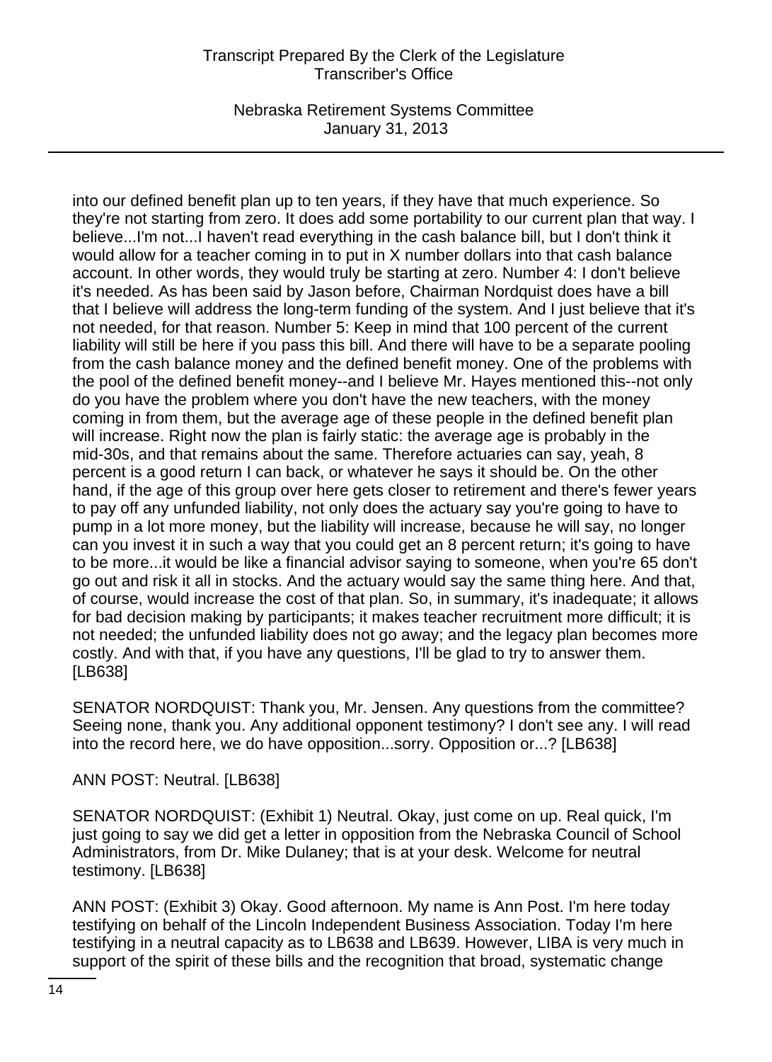into our defined benefit plan up to ten years, if they have that much experience. So they're not starting from zero. It does add some portability to our current plan that way. I believe...I'm not...I haven't read everything in the cash balance bill, but I don't think it would allow for a teacher coming in to put in X number dollars into that cash balance account. In other words, they would truly be starting at zero. Number 4: I don't believe it's needed. As has been said by Jason before, Chairman Nordquist does have a bill that I believe will address the long-term funding of the system. And I just believe that it's not needed, for that reason. Number 5: Keep in mind that 100 percent of the current liability will still be here if you pass this bill. And there will have to be a separate pooling from the cash balance money and the defined benefit money. One of the problems with the pool of the defined benefit money--and I believe Mr. Hayes mentioned this--not only do you have the problem where you don't have the new teachers, with the money coming in from them, but the average age of these people in the defined benefit plan will increase. Right now the plan is fairly static: the average age is probably in the mid-30s, and that remains about the same. Therefore actuaries can say, yeah, 8 percent is a good return I can back, or whatever he says it should be. On the other hand, if the age of this group over here gets closer to retirement and there's fewer years to pay off any unfunded liability, not only does the actuary say you're going to have to pump in a lot more money, but the liability will increase, because he will say, no longer can you invest it in such a way that you could get an 8 percent return; it's going to have to be more...it would be like a financial advisor saying to someone, when you're 65 don't go out and risk it all in stocks. And the actuary would say the same thing here. And that, of course, would increase the cost of that plan. So, in summary, it's inadequate; it allows for bad decision making by participants; it makes teacher recruitment more difficult; it is not needed; the unfunded liability does not go away; and the legacy plan becomes more costly. And with that, if you have any questions, I'll be glad to try to answer them. [LB638]

SENATOR NORDQUIST: Thank you, Mr. Jensen. Any questions from the committee? Seeing none, thank you. Any additional opponent testimony? I don't see any. I will read into the record here, we do have opposition...sorry. Opposition or...? [LB638]

ANN POST: Neutral. [LB638]

SENATOR NORDQUIST: (Exhibit 1) Neutral. Okay, just come on up. Real quick, I'm just going to say we did get a letter in opposition from the Nebraska Council of School Administrators, from Dr. Mike Dulaney; that is at your desk. Welcome for neutral testimony. [LB638]

ANN POST: (Exhibit 3) Okay. Good afternoon. My name is Ann Post. I'm here today testifying on behalf of the Lincoln Independent Business Association. Today I'm here testifying in a neutral capacity as to LB638 and LB639. However, LIBA is very much in support of the spirit of these bills and the recognition that broad, systematic change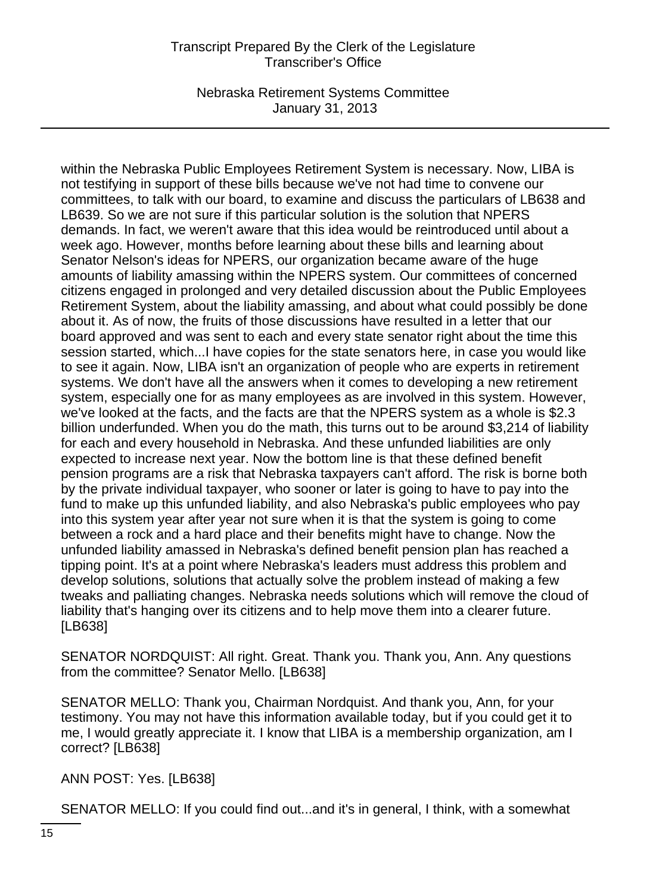within the Nebraska Public Employees Retirement System is necessary. Now, LIBA is not testifying in support of these bills because we've not had time to convene our committees, to talk with our board, to examine and discuss the particulars of LB638 and LB639. So we are not sure if this particular solution is the solution that NPERS demands. In fact, we weren't aware that this idea would be reintroduced until about a week ago. However, months before learning about these bills and learning about Senator Nelson's ideas for NPERS, our organization became aware of the huge amounts of liability amassing within the NPERS system. Our committees of concerned citizens engaged in prolonged and very detailed discussion about the Public Employees Retirement System, about the liability amassing, and about what could possibly be done about it. As of now, the fruits of those discussions have resulted in a letter that our board approved and was sent to each and every state senator right about the time this session started, which...I have copies for the state senators here, in case you would like to see it again. Now, LIBA isn't an organization of people who are experts in retirement systems. We don't have all the answers when it comes to developing a new retirement system, especially one for as many employees as are involved in this system. However, we've looked at the facts, and the facts are that the NPERS system as a whole is $2.3 billion underfunded. When you do the math, this turns out to be around $3,214 of liability for each and every household in Nebraska. And these unfunded liabilities are only expected to increase next year. Now the bottom line is that these defined benefit pension programs are a risk that Nebraska taxpayers can't afford. The risk is borne both by the private individual taxpayer, who sooner or later is going to have to pay into the fund to make up this unfunded liability, and also Nebraska's public employees who pay into this system year after year not sure when it is that the system is going to come between a rock and a hard place and their benefits might have to change. Now the unfunded liability amassed in Nebraska's defined benefit pension plan has reached a tipping point. It's at a point where Nebraska's leaders must address this problem and develop solutions, solutions that actually solve the problem instead of making a few tweaks and palliating changes. Nebraska needs solutions which will remove the cloud of liability that's hanging over its citizens and to help move them into a clearer future. [LB638]

SENATOR NORDQUIST: All right. Great. Thank you. Thank you, Ann. Any questions from the committee? Senator Mello. [LB638]

SENATOR MELLO: Thank you, Chairman Nordquist. And thank you, Ann, for your testimony. You may not have this information available today, but if you could get it to me, I would greatly appreciate it. I know that LIBA is a membership organization, am I correct? [LB638]

ANN POST: Yes. [LB638]

SENATOR MELLO: If you could find out...and it's in general, I think, with a somewhat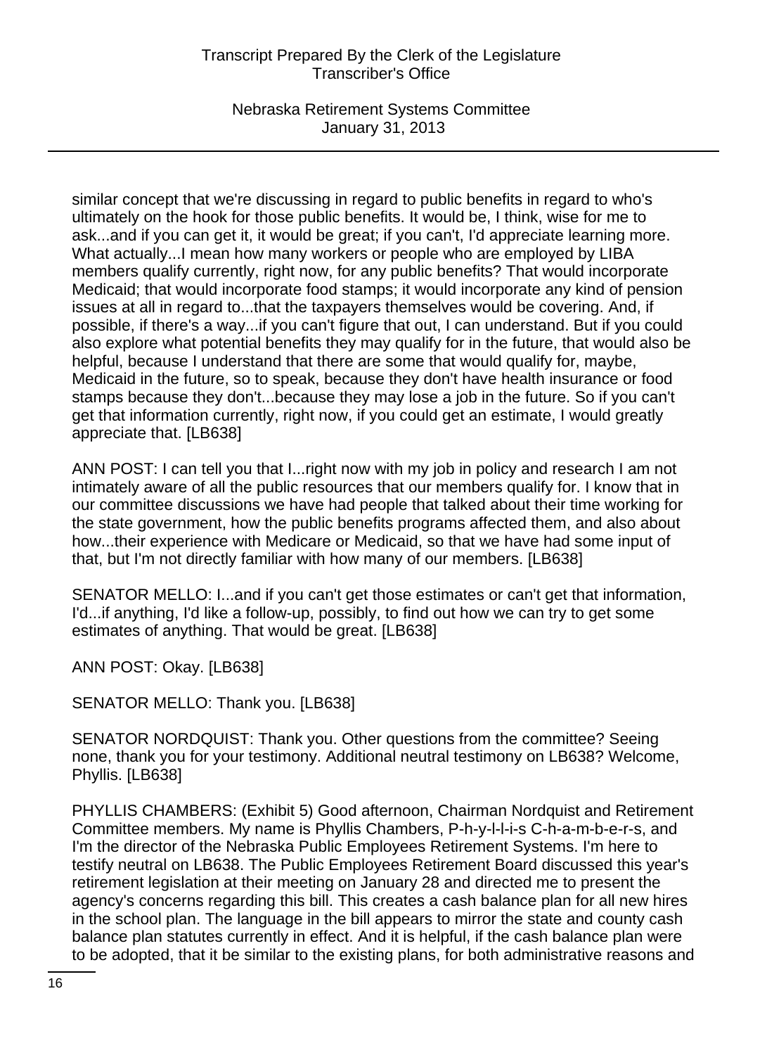similar concept that we're discussing in regard to public benefits in regard to who's ultimately on the hook for those public benefits. It would be, I think, wise for me to ask...and if you can get it, it would be great; if you can't, I'd appreciate learning more. What actually...I mean how many workers or people who are employed by LIBA members qualify currently, right now, for any public benefits? That would incorporate Medicaid; that would incorporate food stamps; it would incorporate any kind of pension issues at all in regard to...that the taxpayers themselves would be covering. And, if possible, if there's a way...if you can't figure that out, I can understand. But if you could also explore what potential benefits they may qualify for in the future, that would also be helpful, because I understand that there are some that would qualify for, maybe, Medicaid in the future, so to speak, because they don't have health insurance or food stamps because they don't...because they may lose a job in the future. So if you can't get that information currently, right now, if you could get an estimate, I would greatly appreciate that. [LB638]

ANN POST: I can tell you that I...right now with my job in policy and research I am not intimately aware of all the public resources that our members qualify for. I know that in our committee discussions we have had people that talked about their time working for the state government, how the public benefits programs affected them, and also about how...their experience with Medicare or Medicaid, so that we have had some input of that, but I'm not directly familiar with how many of our members. [LB638]

SENATOR MELLO: I...and if you can't get those estimates or can't get that information, I'd...if anything, I'd like a follow-up, possibly, to find out how we can try to get some estimates of anything. That would be great. [LB638]

ANN POST: Okay. [LB638]

SENATOR MELLO: Thank you. [LB638]

SENATOR NORDQUIST: Thank you. Other questions from the committee? Seeing none, thank you for your testimony. Additional neutral testimony on LB638? Welcome, Phyllis. [LB638]

PHYLLIS CHAMBERS: (Exhibit 5) Good afternoon, Chairman Nordquist and Retirement Committee members. My name is Phyllis Chambers, P-h-y-l-l-i-s C-h-a-m-b-e-r-s, and I'm the director of the Nebraska Public Employees Retirement Systems. I'm here to testify neutral on LB638. The Public Employees Retirement Board discussed this year's retirement legislation at their meeting on January 28 and directed me to present the agency's concerns regarding this bill. This creates a cash balance plan for all new hires in the school plan. The language in the bill appears to mirror the state and county cash balance plan statutes currently in effect. And it is helpful, if the cash balance plan were to be adopted, that it be similar to the existing plans, for both administrative reasons and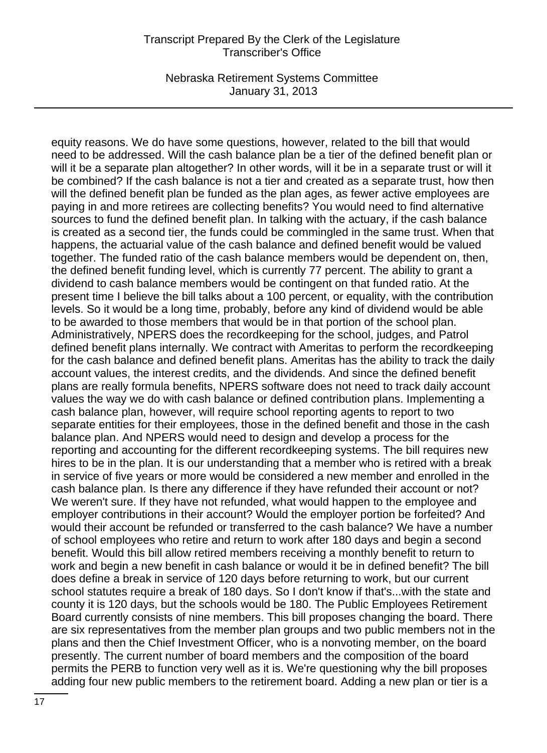equity reasons. We do have some questions, however, related to the bill that would need to be addressed. Will the cash balance plan be a tier of the defined benefit plan or will it be a separate plan altogether? In other words, will it be in a separate trust or will it be combined? If the cash balance is not a tier and created as a separate trust, how then will the defined benefit plan be funded as the plan ages, as fewer active employees are paying in and more retirees are collecting benefits? You would need to find alternative sources to fund the defined benefit plan. In talking with the actuary, if the cash balance is created as a second tier, the funds could be commingled in the same trust. When that happens, the actuarial value of the cash balance and defined benefit would be valued together. The funded ratio of the cash balance members would be dependent on, then, the defined benefit funding level, which is currently 77 percent. The ability to grant a dividend to cash balance members would be contingent on that funded ratio. At the present time I believe the bill talks about a 100 percent, or equality, with the contribution levels. So it would be a long time, probably, before any kind of dividend would be able to be awarded to those members that would be in that portion of the school plan. Administratively, NPERS does the recordkeeping for the school, judges, and Patrol defined benefit plans internally. We contract with Ameritas to perform the recordkeeping for the cash balance and defined benefit plans. Ameritas has the ability to track the daily account values, the interest credits, and the dividends. And since the defined benefit plans are really formula benefits, NPERS software does not need to track daily account values the way we do with cash balance or defined contribution plans. Implementing a cash balance plan, however, will require school reporting agents to report to two separate entities for their employees, those in the defined benefit and those in the cash balance plan. And NPERS would need to design and develop a process for the reporting and accounting for the different recordkeeping systems. The bill requires new hires to be in the plan. It is our understanding that a member who is retired with a break in service of five years or more would be considered a new member and enrolled in the cash balance plan. Is there any difference if they have refunded their account or not? We weren't sure. If they have not refunded, what would happen to the employee and employer contributions in their account? Would the employer portion be forfeited? And would their account be refunded or transferred to the cash balance? We have a number of school employees who retire and return to work after 180 days and begin a second benefit. Would this bill allow retired members receiving a monthly benefit to return to work and begin a new benefit in cash balance or would it be in defined benefit? The bill does define a break in service of 120 days before returning to work, but our current school statutes require a break of 180 days. So I don't know if that's...with the state and county it is 120 days, but the schools would be 180. The Public Employees Retirement Board currently consists of nine members. This bill proposes changing the board. There are six representatives from the member plan groups and two public members not in the plans and then the Chief Investment Officer, who is a nonvoting member, on the board presently. The current number of board members and the composition of the board permits the PERB to function very well as it is. We're questioning why the bill proposes adding four new public members to the retirement board. Adding a new plan or tier is a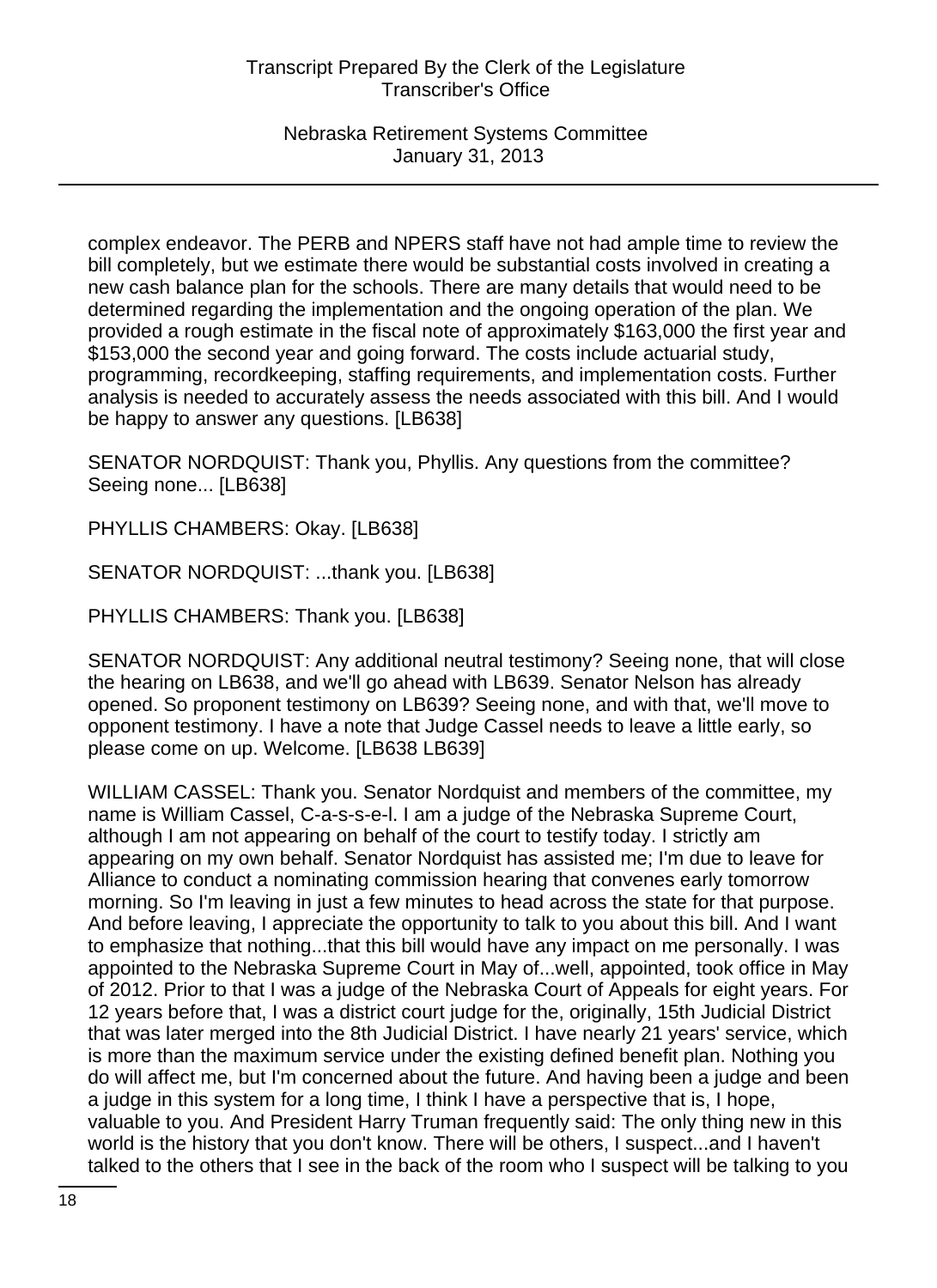complex endeavor. The PERB and NPERS staff have not had ample time to review the bill completely, but we estimate there would be substantial costs involved in creating a new cash balance plan for the schools. There are many details that would need to be determined regarding the implementation and the ongoing operation of the plan. We provided a rough estimate in the fiscal note of approximately $163,000 the first year and $153,000 the second year and going forward. The costs include actuarial study, programming, recordkeeping, staffing requirements, and implementation costs. Further analysis is needed to accurately assess the needs associated with this bill. And I would be happy to answer any questions. [LB638]

SENATOR NORDQUIST: Thank you, Phyllis. Any questions from the committee? Seeing none... [LB638]

PHYLLIS CHAMBERS: Okay. [LB638]

SENATOR NORDQUIST: ...thank you. [LB638]

PHYLLIS CHAMBERS: Thank you. [LB638]

SENATOR NORDQUIST: Any additional neutral testimony? Seeing none, that will close the hearing on LB638, and we'll go ahead with LB639. Senator Nelson has already opened. So proponent testimony on LB639? Seeing none, and with that, we'll move to opponent testimony. I have a note that Judge Cassel needs to leave a little early, so please come on up. Welcome. [LB638 LB639]

WILLIAM CASSEL: Thank you. Senator Nordquist and members of the committee, my name is William Cassel, C-a-s-s-e-l. I am a judge of the Nebraska Supreme Court, although I am not appearing on behalf of the court to testify today. I strictly am appearing on my own behalf. Senator Nordquist has assisted me; I'm due to leave for Alliance to conduct a nominating commission hearing that convenes early tomorrow morning. So I'm leaving in just a few minutes to head across the state for that purpose. And before leaving, I appreciate the opportunity to talk to you about this bill. And I want to emphasize that nothing...that this bill would have any impact on me personally. I was appointed to the Nebraska Supreme Court in May of...well, appointed, took office in May of 2012. Prior to that I was a judge of the Nebraska Court of Appeals for eight years. For 12 years before that, I was a district court judge for the, originally, 15th Judicial District that was later merged into the 8th Judicial District. I have nearly 21 years' service, which is more than the maximum service under the existing defined benefit plan. Nothing you do will affect me, but I'm concerned about the future. And having been a judge and been a judge in this system for a long time, I think I have a perspective that is, I hope, valuable to you. And President Harry Truman frequently said: The only thing new in this world is the history that you don't know. There will be others, I suspect...and I haven't talked to the others that I see in the back of the room who I suspect will be talking to you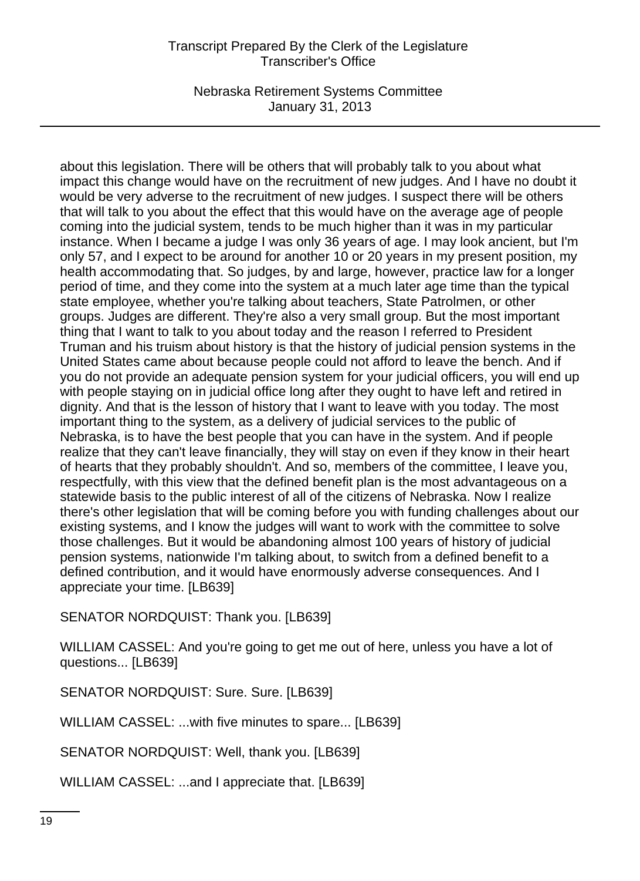about this legislation. There will be others that will probably talk to you about what impact this change would have on the recruitment of new judges. And I have no doubt it would be very adverse to the recruitment of new judges. I suspect there will be others that will talk to you about the effect that this would have on the average age of people coming into the judicial system, tends to be much higher than it was in my particular instance. When I became a judge I was only 36 years of age. I may look ancient, but I'm only 57, and I expect to be around for another 10 or 20 years in my present position, my health accommodating that. So judges, by and large, however, practice law for a longer period of time, and they come into the system at a much later age time than the typical state employee, whether you're talking about teachers, State Patrolmen, or other groups. Judges are different. They're also a very small group. But the most important thing that I want to talk to you about today and the reason I referred to President Truman and his truism about history is that the history of judicial pension systems in the United States came about because people could not afford to leave the bench. And if you do not provide an adequate pension system for your judicial officers, you will end up with people staying on in judicial office long after they ought to have left and retired in dignity. And that is the lesson of history that I want to leave with you today. The most important thing to the system, as a delivery of judicial services to the public of Nebraska, is to have the best people that you can have in the system. And if people realize that they can't leave financially, they will stay on even if they know in their heart of hearts that they probably shouldn't. And so, members of the committee, I leave you, respectfully, with this view that the defined benefit plan is the most advantageous on a statewide basis to the public interest of all of the citizens of Nebraska. Now I realize there's other legislation that will be coming before you with funding challenges about our existing systems, and I know the judges will want to work with the committee to solve those challenges. But it would be abandoning almost 100 years of history of judicial pension systems, nationwide I'm talking about, to switch from a defined benefit to a defined contribution, and it would have enormously adverse consequences. And I appreciate your time. [LB639]

SENATOR NORDQUIST: Thank you. [LB639]

WILLIAM CASSEL: And you're going to get me out of here, unless you have a lot of questions... [LB639]

SENATOR NORDQUIST: Sure. Sure. [LB639]

WILLIAM CASSEL: ...with five minutes to spare... [LB639]

SENATOR NORDQUIST: Well, thank you. [LB639]

WILLIAM CASSEL: ...and I appreciate that. [LB639]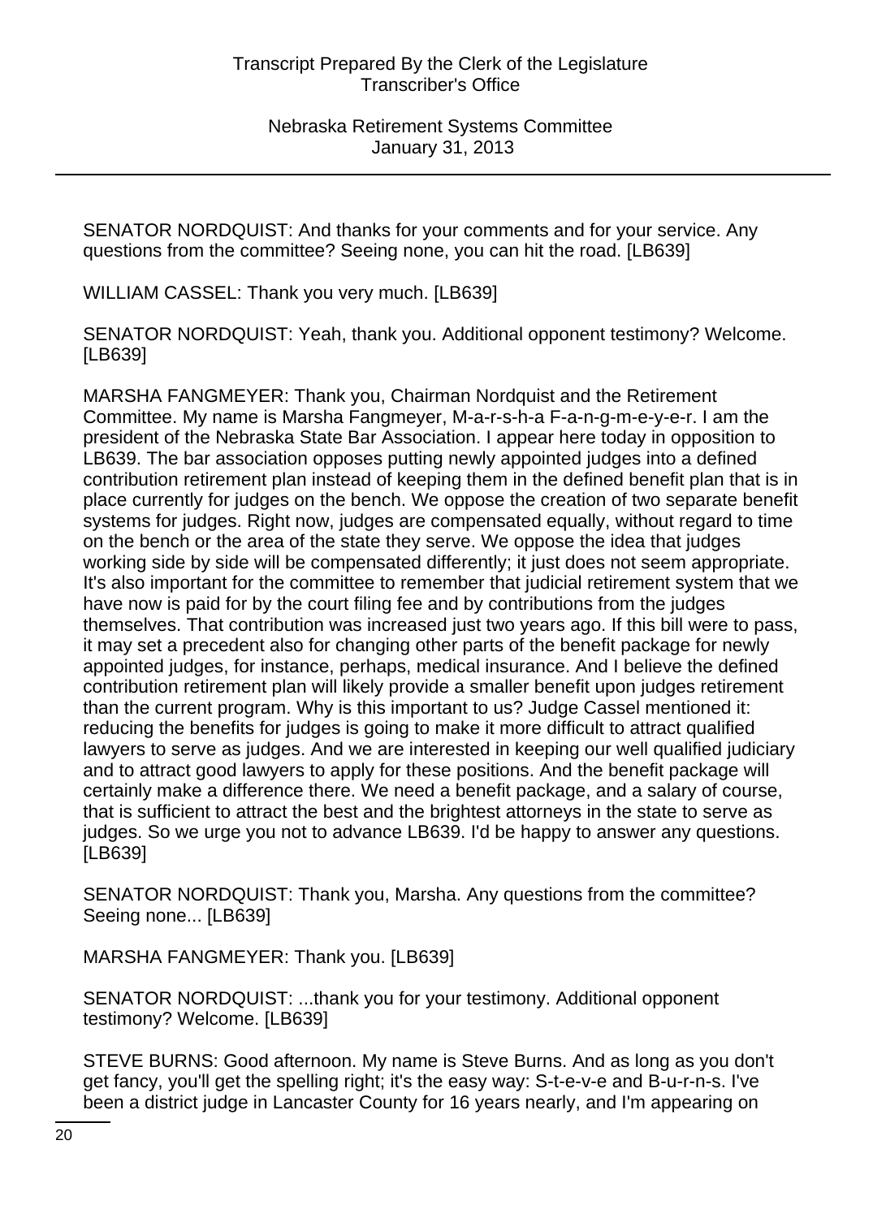SENATOR NORDQUIST: And thanks for your comments and for your service. Any questions from the committee? Seeing none, you can hit the road. [LB639]

WILLIAM CASSEL: Thank you very much. [LB639]

SENATOR NORDQUIST: Yeah, thank you. Additional opponent testimony? Welcome. [LB639]

MARSHA FANGMEYER: Thank you, Chairman Nordquist and the Retirement Committee. My name is Marsha Fangmeyer, M-a-r-s-h-a F-a-n-g-m-e-y-e-r. I am the president of the Nebraska State Bar Association. I appear here today in opposition to LB639. The bar association opposes putting newly appointed judges into a defined contribution retirement plan instead of keeping them in the defined benefit plan that is in place currently for judges on the bench. We oppose the creation of two separate benefit systems for judges. Right now, judges are compensated equally, without regard to time on the bench or the area of the state they serve. We oppose the idea that judges working side by side will be compensated differently; it just does not seem appropriate. It's also important for the committee to remember that judicial retirement system that we have now is paid for by the court filing fee and by contributions from the judges themselves. That contribution was increased just two years ago. If this bill were to pass, it may set a precedent also for changing other parts of the benefit package for newly appointed judges, for instance, perhaps, medical insurance. And I believe the defined contribution retirement plan will likely provide a smaller benefit upon judges retirement than the current program. Why is this important to us? Judge Cassel mentioned it: reducing the benefits for judges is going to make it more difficult to attract qualified lawyers to serve as judges. And we are interested in keeping our well qualified judiciary and to attract good lawyers to apply for these positions. And the benefit package will certainly make a difference there. We need a benefit package, and a salary of course, that is sufficient to attract the best and the brightest attorneys in the state to serve as judges. So we urge you not to advance LB639. I'd be happy to answer any questions. [LB639]

SENATOR NORDQUIST: Thank you, Marsha. Any questions from the committee? Seeing none... [LB639]

MARSHA FANGMEYER: Thank you. [LB639]

SENATOR NORDQUIST: ...thank you for your testimony. Additional opponent testimony? Welcome. [LB639]

STEVE BURNS: Good afternoon. My name is Steve Burns. And as long as you don't get fancy, you'll get the spelling right; it's the easy way: S-t-e-v-e and B-u-r-n-s. I've been a district judge in Lancaster County for 16 years nearly, and I'm appearing on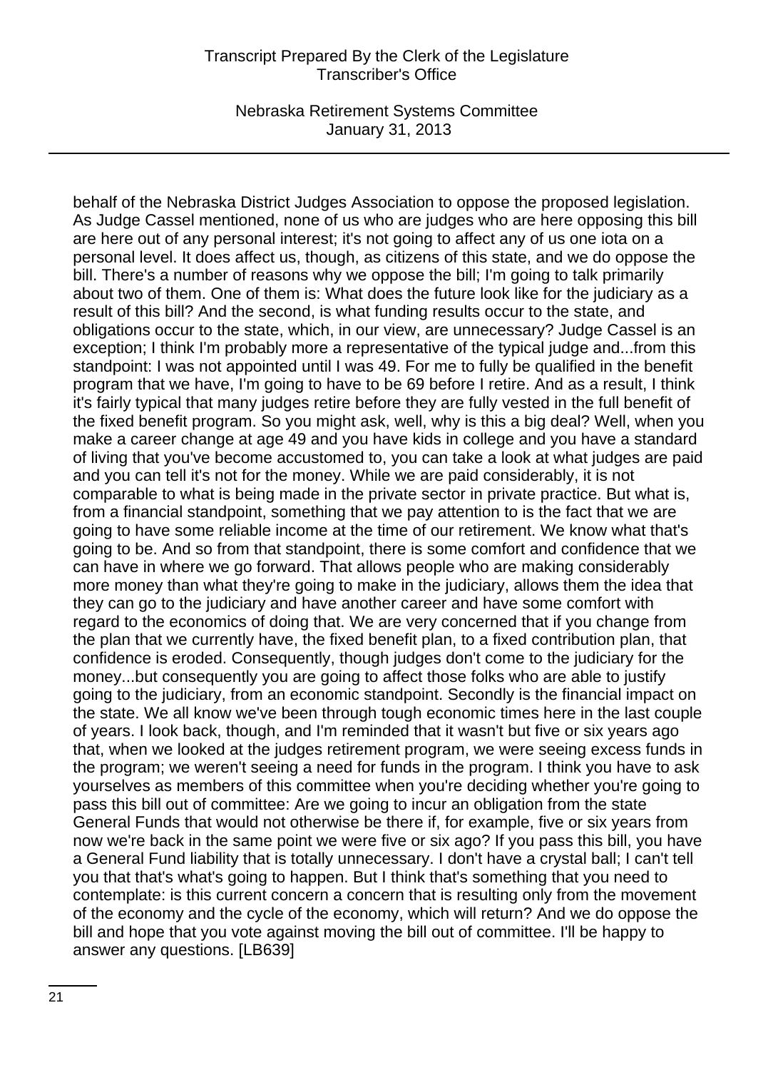behalf of the Nebraska District Judges Association to oppose the proposed legislation. As Judge Cassel mentioned, none of us who are judges who are here opposing this bill are here out of any personal interest; it's not going to affect any of us one iota on a personal level. It does affect us, though, as citizens of this state, and we do oppose the bill. There's a number of reasons why we oppose the bill; I'm going to talk primarily about two of them. One of them is: What does the future look like for the judiciary as a result of this bill? And the second, is what funding results occur to the state, and obligations occur to the state, which, in our view, are unnecessary? Judge Cassel is an exception; I think I'm probably more a representative of the typical judge and...from this standpoint: I was not appointed until I was 49. For me to fully be qualified in the benefit program that we have, I'm going to have to be 69 before I retire. And as a result, I think it's fairly typical that many judges retire before they are fully vested in the full benefit of the fixed benefit program. So you might ask, well, why is this a big deal? Well, when you make a career change at age 49 and you have kids in college and you have a standard of living that you've become accustomed to, you can take a look at what judges are paid and you can tell it's not for the money. While we are paid considerably, it is not comparable to what is being made in the private sector in private practice. But what is, from a financial standpoint, something that we pay attention to is the fact that we are going to have some reliable income at the time of our retirement. We know what that's going to be. And so from that standpoint, there is some comfort and confidence that we can have in where we go forward. That allows people who are making considerably more money than what they're going to make in the judiciary, allows them the idea that they can go to the judiciary and have another career and have some comfort with regard to the economics of doing that. We are very concerned that if you change from the plan that we currently have, the fixed benefit plan, to a fixed contribution plan, that confidence is eroded. Consequently, though judges don't come to the judiciary for the money...but consequently you are going to affect those folks who are able to justify going to the judiciary, from an economic standpoint. Secondly is the financial impact on the state. We all know we've been through tough economic times here in the last couple of years. I look back, though, and I'm reminded that it wasn't but five or six years ago that, when we looked at the judges retirement program, we were seeing excess funds in the program; we weren't seeing a need for funds in the program. I think you have to ask yourselves as members of this committee when you're deciding whether you're going to pass this bill out of committee: Are we going to incur an obligation from the state General Funds that would not otherwise be there if, for example, five or six years from now we're back in the same point we were five or six ago? If you pass this bill, you have a General Fund liability that is totally unnecessary. I don't have a crystal ball; I can't tell you that that's what's going to happen. But I think that's something that you need to contemplate: is this current concern a concern that is resulting only from the movement of the economy and the cycle of the economy, which will return? And we do oppose the bill and hope that you vote against moving the bill out of committee. I'll be happy to answer any questions. [LB639]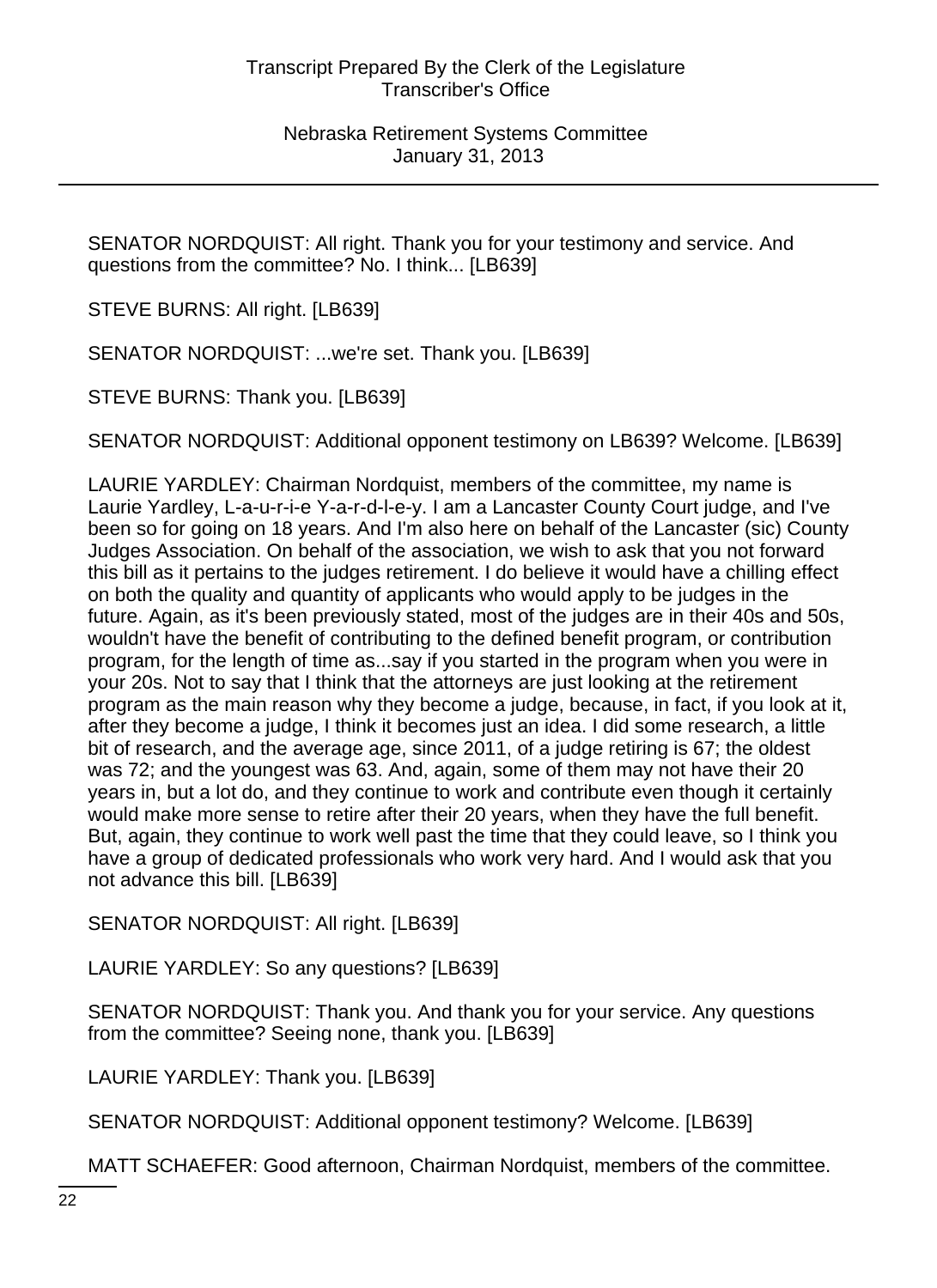SENATOR NORDQUIST: All right. Thank you for your testimony and service. And questions from the committee? No. I think... [LB639]

STEVE BURNS: All right. [LB639]

SENATOR NORDQUIST: ...we're set. Thank you. [LB639]

STEVE BURNS: Thank you. [LB639]

SENATOR NORDQUIST: Additional opponent testimony on LB639? Welcome. [LB639]

LAURIE YARDLEY: Chairman Nordquist, members of the committee, my name is Laurie Yardley, L-a-u-r-i-e Y-a-r-d-l-e-y. I am a Lancaster County Court judge, and I've been so for going on 18 years. And I'm also here on behalf of the Lancaster (sic) County Judges Association. On behalf of the association, we wish to ask that you not forward this bill as it pertains to the judges retirement. I do believe it would have a chilling effect on both the quality and quantity of applicants who would apply to be judges in the future. Again, as it's been previously stated, most of the judges are in their 40s and 50s, wouldn't have the benefit of contributing to the defined benefit program, or contribution program, for the length of time as...say if you started in the program when you were in your 20s. Not to say that I think that the attorneys are just looking at the retirement program as the main reason why they become a judge, because, in fact, if you look at it, after they become a judge, I think it becomes just an idea. I did some research, a little bit of research, and the average age, since 2011, of a judge retiring is 67; the oldest was 72; and the youngest was 63. And, again, some of them may not have their 20 years in, but a lot do, and they continue to work and contribute even though it certainly would make more sense to retire after their 20 years, when they have the full benefit. But, again, they continue to work well past the time that they could leave, so I think you have a group of dedicated professionals who work very hard. And I would ask that you not advance this bill. [LB639]

SENATOR NORDQUIST: All right. [LB639]

LAURIE YARDLEY: So any questions? [LB639]

SENATOR NORDQUIST: Thank you. And thank you for your service. Any questions from the committee? Seeing none, thank you. [LB639]

LAURIE YARDLEY: Thank you. [LB639]

SENATOR NORDQUIST: Additional opponent testimony? Welcome. [LB639]

MATT SCHAEFER: Good afternoon, Chairman Nordquist, members of the committee.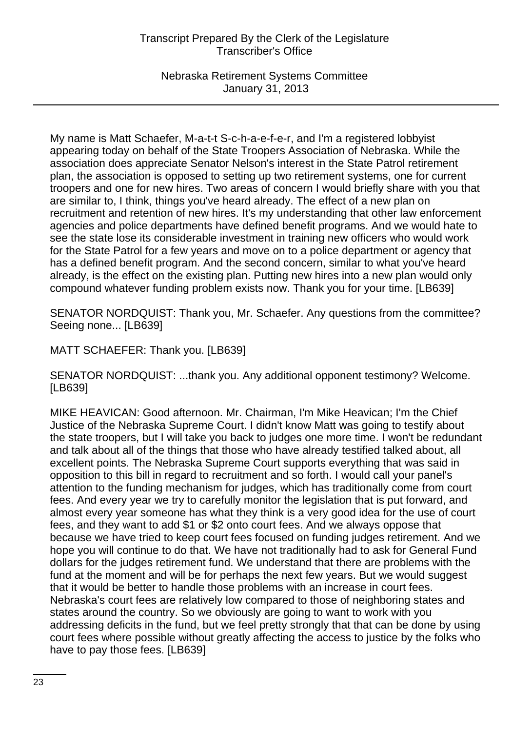My name is Matt Schaefer, M-a-t-t S-c-h-a-e-f-e-r, and I'm a registered lobbyist appearing today on behalf of the State Troopers Association of Nebraska. While the association does appreciate Senator Nelson's interest in the State Patrol retirement plan, the association is opposed to setting up two retirement systems, one for current troopers and one for new hires. Two areas of concern I would briefly share with you that are similar to, I think, things you've heard already. The effect of a new plan on recruitment and retention of new hires. It's my understanding that other law enforcement agencies and police departments have defined benefit programs. And we would hate to see the state lose its considerable investment in training new officers who would work for the State Patrol for a few years and move on to a police department or agency that has a defined benefit program. And the second concern, similar to what you've heard already, is the effect on the existing plan. Putting new hires into a new plan would only compound whatever funding problem exists now. Thank you for your time. [LB639]

SENATOR NORDQUIST: Thank you, Mr. Schaefer. Any questions from the committee? Seeing none... [LB639]

MATT SCHAEFER: Thank you. [LB639]

SENATOR NORDQUIST: ...thank you. Any additional opponent testimony? Welcome. [LB639]

MIKE HEAVICAN: Good afternoon. Mr. Chairman, I'm Mike Heavican; I'm the Chief Justice of the Nebraska Supreme Court. I didn't know Matt was going to testify about the state troopers, but I will take you back to judges one more time. I won't be redundant and talk about all of the things that those who have already testified talked about, all excellent points. The Nebraska Supreme Court supports everything that was said in opposition to this bill in regard to recruitment and so forth. I would call your panel's attention to the funding mechanism for judges, which has traditionally come from court fees. And every year we try to carefully monitor the legislation that is put forward, and almost every year someone has what they think is a very good idea for the use of court fees, and they want to add $1 or $2 onto court fees. And we always oppose that because we have tried to keep court fees focused on funding judges retirement. And we hope you will continue to do that. We have not traditionally had to ask for General Fund dollars for the judges retirement fund. We understand that there are problems with the fund at the moment and will be for perhaps the next few years. But we would suggest that it would be better to handle those problems with an increase in court fees. Nebraska's court fees are relatively low compared to those of neighboring states and states around the country. So we obviously are going to want to work with you addressing deficits in the fund, but we feel pretty strongly that that can be done by using court fees where possible without greatly affecting the access to justice by the folks who have to pay those fees. [LB639]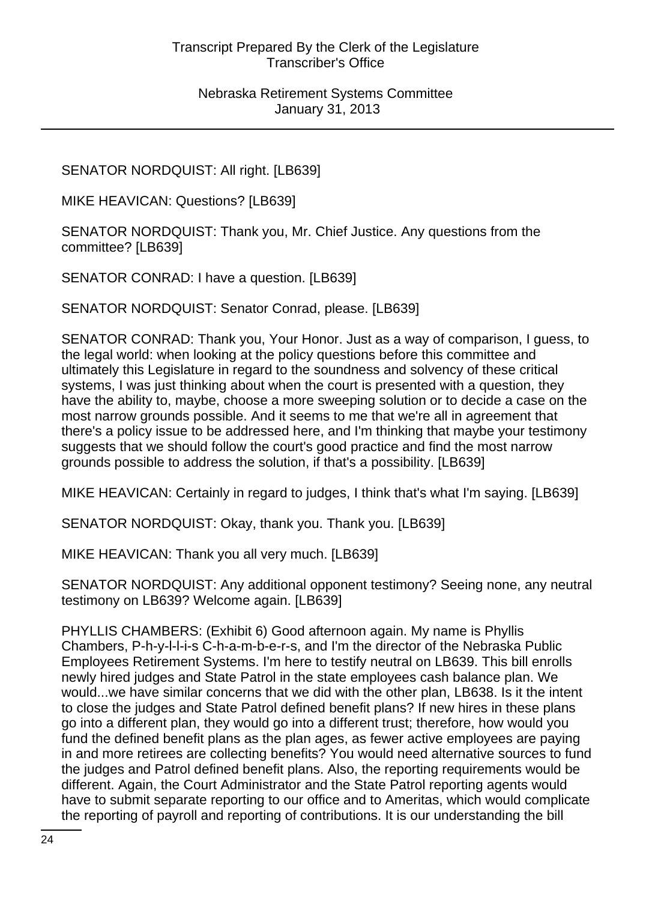SENATOR NORDQUIST: All right. [LB639]

MIKE HEAVICAN: Questions? [LB639]

SENATOR NORDQUIST: Thank you, Mr. Chief Justice. Any questions from the committee? [LB639]

SENATOR CONRAD: I have a question. [LB639]

SENATOR NORDQUIST: Senator Conrad, please. [LB639]

SENATOR CONRAD: Thank you, Your Honor. Just as a way of comparison, I guess, to the legal world: when looking at the policy questions before this committee and ultimately this Legislature in regard to the soundness and solvency of these critical systems, I was just thinking about when the court is presented with a question, they have the ability to, maybe, choose a more sweeping solution or to decide a case on the most narrow grounds possible. And it seems to me that we're all in agreement that there's a policy issue to be addressed here, and I'm thinking that maybe your testimony suggests that we should follow the court's good practice and find the most narrow grounds possible to address the solution, if that's a possibility. [LB639]

MIKE HEAVICAN: Certainly in regard to judges, I think that's what I'm saying. [LB639]

SENATOR NORDQUIST: Okay, thank you. Thank you. [LB639]

MIKE HEAVICAN: Thank you all very much. [LB639]

SENATOR NORDQUIST: Any additional opponent testimony? Seeing none, any neutral testimony on LB639? Welcome again. [LB639]

PHYLLIS CHAMBERS: (Exhibit 6) Good afternoon again. My name is Phyllis Chambers, P-h-y-l-l-i-s C-h-a-m-b-e-r-s, and I'm the director of the Nebraska Public Employees Retirement Systems. I'm here to testify neutral on LB639. This bill enrolls newly hired judges and State Patrol in the state employees cash balance plan. We would...we have similar concerns that we did with the other plan, LB638. Is it the intent to close the judges and State Patrol defined benefit plans? If new hires in these plans go into a different plan, they would go into a different trust; therefore, how would you fund the defined benefit plans as the plan ages, as fewer active employees are paying in and more retirees are collecting benefits? You would need alternative sources to fund the judges and Patrol defined benefit plans. Also, the reporting requirements would be different. Again, the Court Administrator and the State Patrol reporting agents would have to submit separate reporting to our office and to Ameritas, which would complicate the reporting of payroll and reporting of contributions. It is our understanding the bill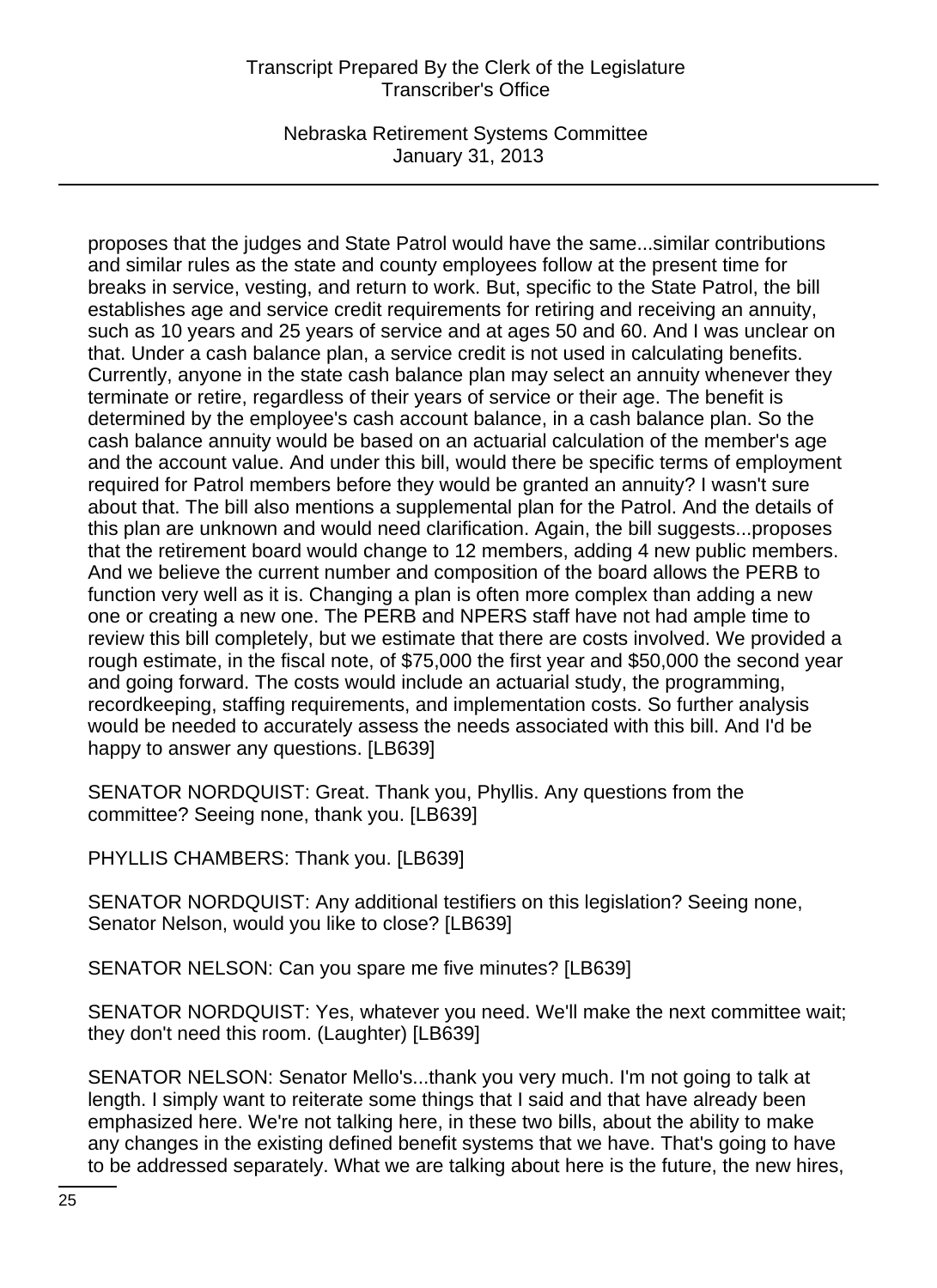proposes that the judges and State Patrol would have the same...similar contributions and similar rules as the state and county employees follow at the present time for breaks in service, vesting, and return to work. But, specific to the State Patrol, the bill establishes age and service credit requirements for retiring and receiving an annuity, such as 10 years and 25 years of service and at ages 50 and 60. And I was unclear on that. Under a cash balance plan, a service credit is not used in calculating benefits. Currently, anyone in the state cash balance plan may select an annuity whenever they terminate or retire, regardless of their years of service or their age. The benefit is determined by the employee's cash account balance, in a cash balance plan. So the cash balance annuity would be based on an actuarial calculation of the member's age and the account value. And under this bill, would there be specific terms of employment required for Patrol members before they would be granted an annuity? I wasn't sure about that. The bill also mentions a supplemental plan for the Patrol. And the details of this plan are unknown and would need clarification. Again, the bill suggests...proposes that the retirement board would change to 12 members, adding 4 new public members. And we believe the current number and composition of the board allows the PERB to function very well as it is. Changing a plan is often more complex than adding a new one or creating a new one. The PERB and NPERS staff have not had ample time to review this bill completely, but we estimate that there are costs involved. We provided a rough estimate, in the fiscal note, of $75,000 the first year and $50,000 the second year and going forward. The costs would include an actuarial study, the programming, recordkeeping, staffing requirements, and implementation costs. So further analysis would be needed to accurately assess the needs associated with this bill. And I'd be happy to answer any questions. [LB639]

SENATOR NORDQUIST: Great. Thank you, Phyllis. Any questions from the committee? Seeing none, thank you. [LB639]

PHYLLIS CHAMBERS: Thank you. [LB639]

SENATOR NORDQUIST: Any additional testifiers on this legislation? Seeing none, Senator Nelson, would you like to close? [LB639]

SENATOR NELSON: Can you spare me five minutes? [LB639]

SENATOR NORDQUIST: Yes, whatever you need. We'll make the next committee wait; they don't need this room. (Laughter) [LB639]

SENATOR NELSON: Senator Mello's...thank you very much. I'm not going to talk at length. I simply want to reiterate some things that I said and that have already been emphasized here. We're not talking here, in these two bills, about the ability to make any changes in the existing defined benefit systems that we have. That's going to have to be addressed separately. What we are talking about here is the future, the new hires,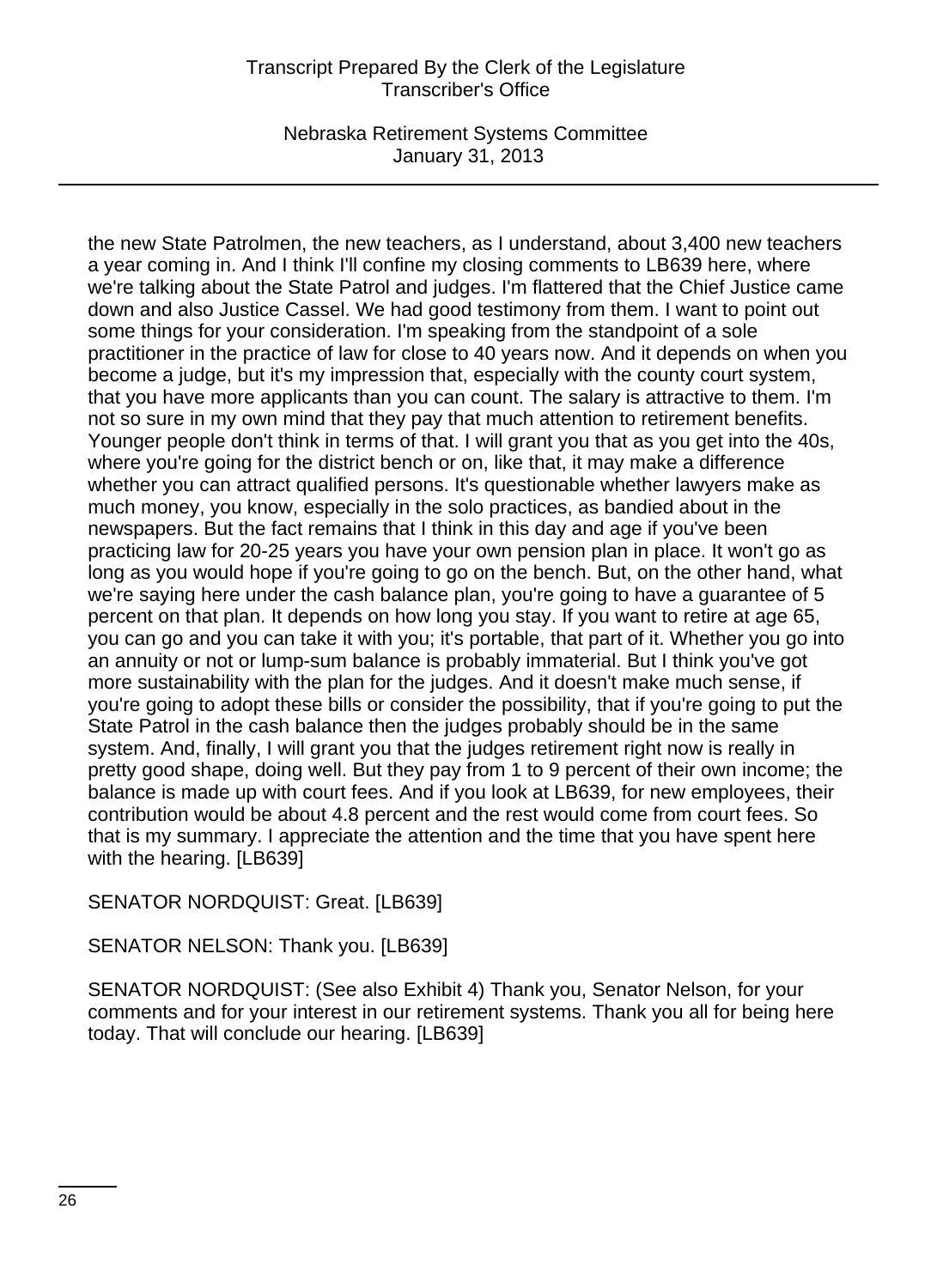the new State Patrolmen, the new teachers, as I understand, about 3,400 new teachers a year coming in. And I think I'll confine my closing comments to LB639 here, where we're talking about the State Patrol and judges. I'm flattered that the Chief Justice came down and also Justice Cassel. We had good testimony from them. I want to point out some things for your consideration. I'm speaking from the standpoint of a sole practitioner in the practice of law for close to 40 years now. And it depends on when you become a judge, but it's my impression that, especially with the county court system, that you have more applicants than you can count. The salary is attractive to them. I'm not so sure in my own mind that they pay that much attention to retirement benefits. Younger people don't think in terms of that. I will grant you that as you get into the 40s, where you're going for the district bench or on, like that, it may make a difference whether you can attract qualified persons. It's questionable whether lawyers make as much money, you know, especially in the solo practices, as bandied about in the newspapers. But the fact remains that I think in this day and age if you've been practicing law for 20-25 years you have your own pension plan in place. It won't go as long as you would hope if you're going to go on the bench. But, on the other hand, what we're saying here under the cash balance plan, you're going to have a guarantee of 5 percent on that plan. It depends on how long you stay. If you want to retire at age 65, you can go and you can take it with you; it's portable, that part of it. Whether you go into an annuity or not or lump-sum balance is probably immaterial. But I think you've got more sustainability with the plan for the judges. And it doesn't make much sense, if you're going to adopt these bills or consider the possibility, that if you're going to put the State Patrol in the cash balance then the judges probably should be in the same system. And, finally, I will grant you that the judges retirement right now is really in pretty good shape, doing well. But they pay from 1 to 9 percent of their own income; the balance is made up with court fees. And if you look at LB639, for new employees, their contribution would be about 4.8 percent and the rest would come from court fees. So that is my summary. I appreciate the attention and the time that you have spent here with the hearing. [LB639]

SENATOR NORDQUIST: Great. [LB639]

SENATOR NELSON: Thank you. [LB639]

SENATOR NORDQUIST: (See also Exhibit 4) Thank you, Senator Nelson, for your comments and for your interest in our retirement systems. Thank you all for being here today. That will conclude our hearing. [LB639]